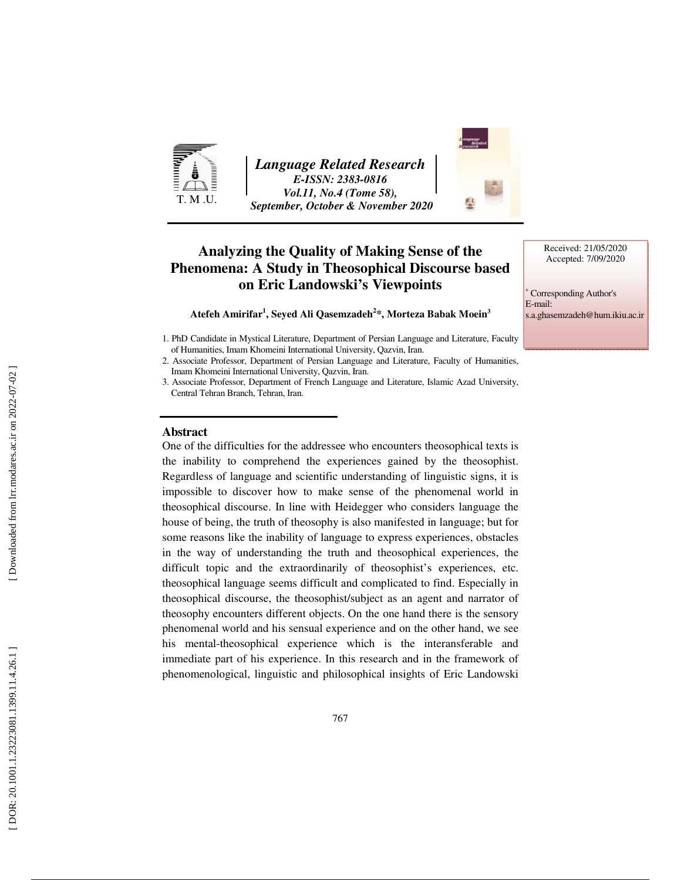# Analyzing the Quality of Making Sense of the Phenomena: A Study in Theosophical Discourse based on Eric Landowski's Viewpoints

**Atefeh Amirifar[1], Seyed Ali Qasemzadeh[2]\*, Morteza Babak Moein[3]**

1. PhD Candidate in Mystical Literature, Department of Persian Language and Literature, Faculty of Humanities, Imam Khomeini International University, Qazvin, Iran.
2. Associate Professor, Department of Persian Language and Literature, Faculty of Humanities, Imam Khomeini International University, Qazvin, Iran.
3. Associate Professor, Department of French Language and Literature, Islamic Azad University, Central Tehran Branch, Tehran, Iran.

Received: 21/05/2020
Accepted: 7/09/2020

\* Corresponding Author's
E-mail:
s.a.ghasemzadeh@hum.ikiu.ac.ir

## Abstract

One of the difficulties for the addressee who encounters theosophical texts is the inability to comprehend the experiences gained by the theosophist. Regardless of language and scientific understanding of linguistic signs, it is impossible to discover how to make sense of the phenomenal world in theosophical discourse. In line with Heidegger who considers language the house of being, the truth of theosophy is also manifested in language; but for some reasons like the inability of language to express experiences, obstacles in the way of understanding the truth and theosophical experiences, the difficult topic and the extraordinarily of theosophist's experiences, etc. theosophical language seems difficult and complicated to find. Especially in theosophical discourse, the theosophist/subject as an agent and narrator of theosophy encounters different objects. On the one hand there is the sensory phenomenal world and his sensual experience and on the other hand, we see his mental-theosophical experience which is the interansferable and immediate part of his experience. In this research and in the framework of phenomenological, linguistic and philosophical insights of Eric Landowski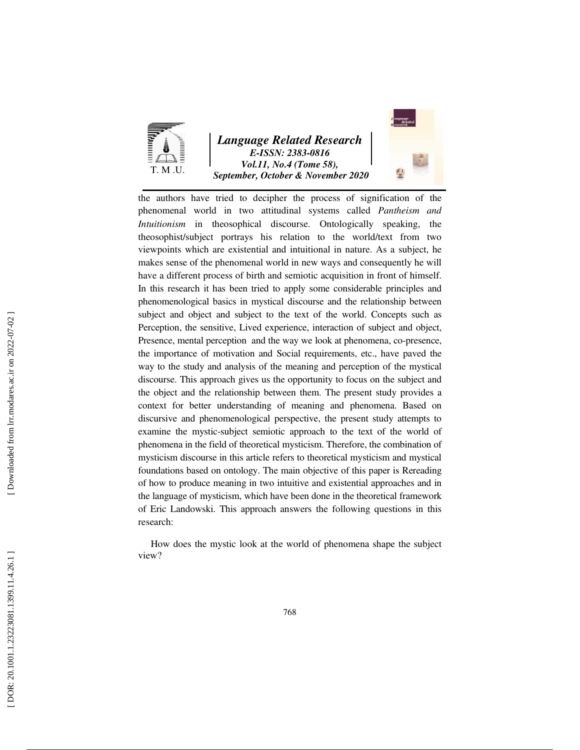the authors have tried to decipher the process of signification of the phenomenal world in two attitudinal systems called *Pantheism and Intuitionism* in theosophical discourse. Ontologically speaking, the theosophist/subject portrays his relation to the world/text from two viewpoints which are existential and intuitional in nature. As a subject, he makes sense of the phenomenal world in new ways and consequently he will have a different process of birth and semiotic acquisition in front of himself. In this research it has been tried to apply some considerable principles and phenomenological basics in mystical discourse and the relationship between subject and object and subject to the text of the world. Concepts such as Perception, the sensitive, Lived experience, interaction of subject and object, Presence, mental perception and the way we look at phenomena, co-presence, the importance of motivation and Social requirements, etc., have paved the way to the study and analysis of the meaning and perception of the mystical discourse. This approach gives us the opportunity to focus on the subject and the object and the relationship between them. The present study provides a context for better understanding of meaning and phenomena. Based on discursive and phenomenological perspective, the present study attempts to examine the mystic-subject semiotic approach to the text of the world of phenomena in the field of theoretical mysticism. Therefore, the combination of mysticism discourse in this article refers to theoretical mysticism and mystical foundations based on ontology. The main objective of this paper is Rereading of how to produce meaning in two intuitive and existential approaches and in the language of mysticism, which have been done in the theoretical framework of Eric Landowski. This approach answers the following questions in this research:

How does the mystic look at the world of phenomena shape the subject view?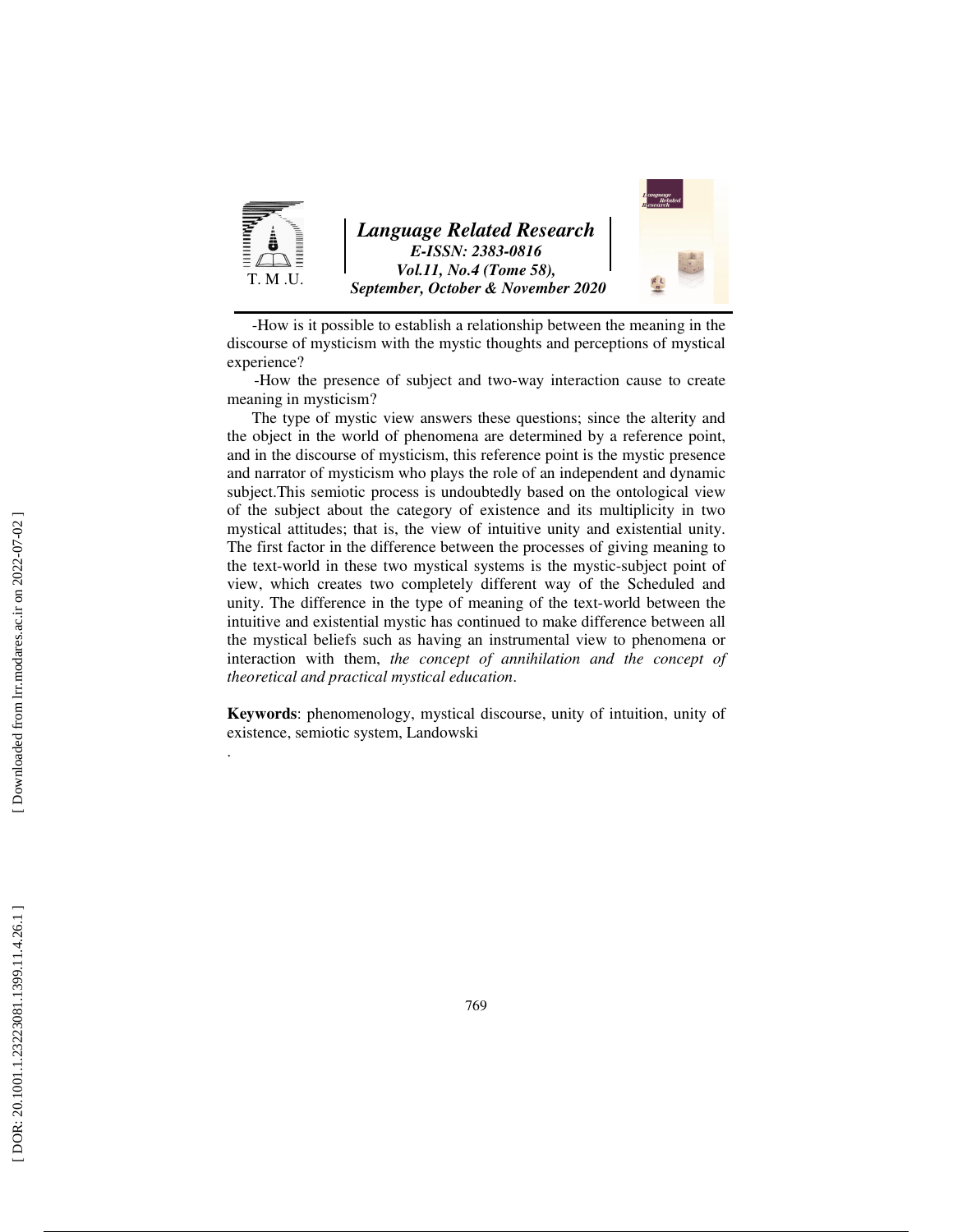-How is it possible to establish a relationship between the meaning in the discourse of mysticism with the mystic thoughts and perceptions of mystical experience?

-How the presence of subject and two-way interaction cause to create meaning in mysticism?

The type of mystic view answers these questions; since the alterity and the object in the world of phenomena are determined by a reference point, and in the discourse of mysticism, this reference point is the mystic presence and narrator of mysticism who plays the role of an independent and dynamic subject.This semiotic process is undoubtedly based on the ontological view of the subject about the category of existence and its multiplicity in two mystical attitudes; that is, the view of intuitive unity and existential unity. The first factor in the difference between the processes of giving meaning to the text-world in these two mystical systems is the mystic-subject point of view, which creates two completely different way of the Scheduled and unity. The difference in the type of meaning of the text-world between the intuitive and existential mystic has continued to make difference between all the mystical beliefs such as having an instrumental view to phenomena or interaction with them, *the concept of annihilation and the concept of theoretical and practical mystical education*.

**Keywords**: phenomenology, mystical discourse, unity of intuition, unity of existence, semiotic system, Landowski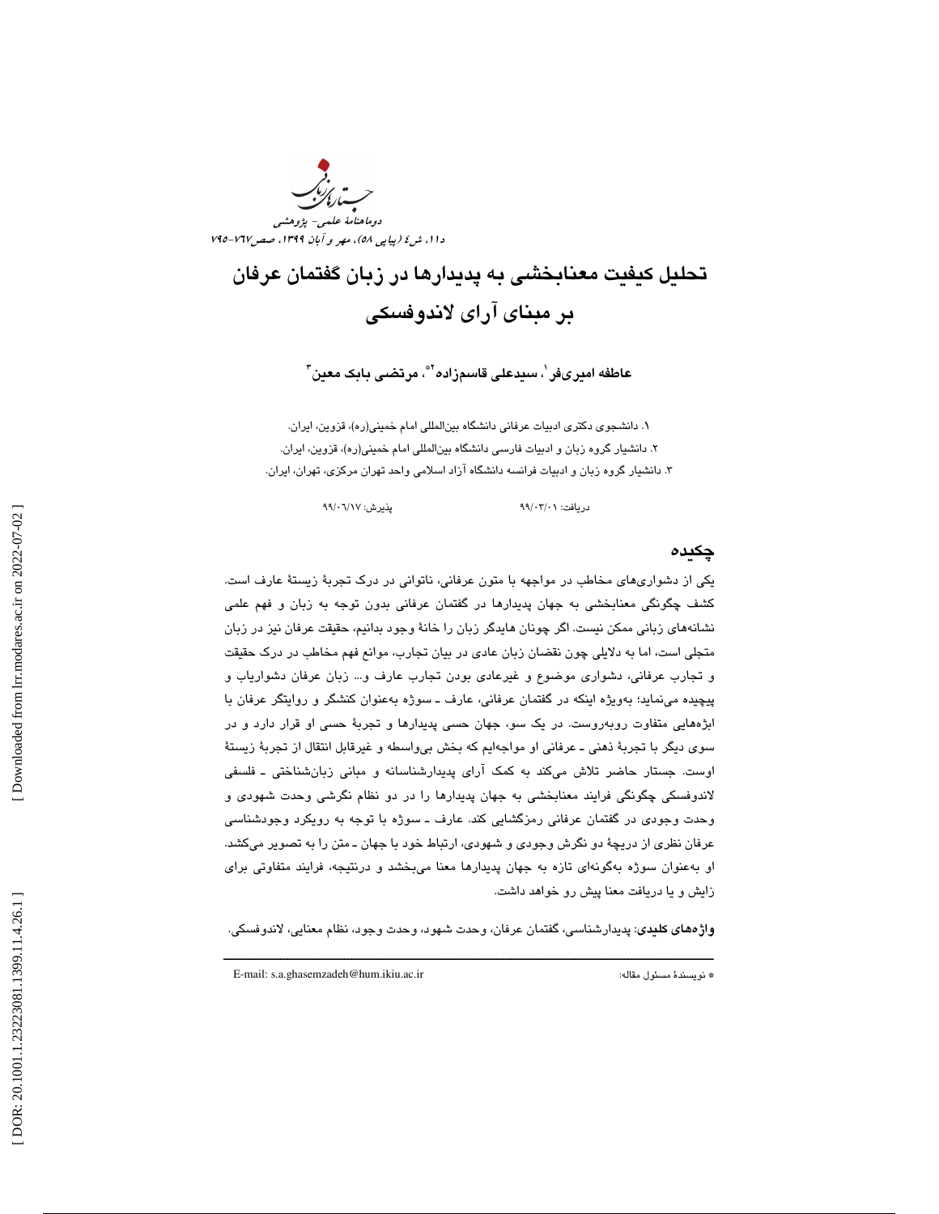# تحلیل کیفیت معنابخشی به پدیدارها در زبان گفتمان عرفان بر مبنای آرای لاندوفسکی

**عاطفه امیری‌فر[1]، سیدعلی قاسم‌زاده[2*]، مرتضی بابک معین[3]**

۱. دانشجوی دکتری ادبیات عرفانی دانشگاه بین‌المللی امام خمینی(ره)، قزوین، ایران.

۲. دانشیار گروه زبان و ادبیات فارسی دانشگاه بین‌المللی امام خمینی(ره)، قزوین، ایران.

۳. دانشیار گروه زبان و ادبیات فرانسه دانشگاه آزاد اسلامی واحد تهران مرکزی، تهران، ایران.

دریافت: ۹۹/۰۳/۰۱ پذیرش: ۹۹/۰۶/۱۷

## چکیده

یکی از دشواری‌های مخاطب در مواجهه با متون عرفانی، ناتوانی در درک تجربهٔ زیستهٔ عارف است. کشف چگونگی معنابخشی به جهان پدیدارها در گفتمان عرفانی بدون توجه به زبان و فهم علمی نشانه‌های زبانی ممکن نیست. اگر چونان هایدگر زبان را خانهٔ وجود بدانیم، حقیقت عرفان نیز در زبان متجلی است، اما به دلایلی چون نقصان زبان عادی در بیان تجارب، موانع فهم مخاطب در درک حقیقت و تجارب عرفانی، دشواری موضوع و غیرعادی بودن تجارب عارف و... زبان عرفان دشواریاب و پیچیده می‌نماید؛ به‌ویژه اینکه در گفتمان عرفانی، عارف ـ سوژه به‌عنوان کنشگر و روایتگر عرفان با ابژه‌هایی متفاوت روبه‌روست. در یک سو، جهان حسی پدیدارها و تجربهٔ حسی او قرار دارد و در سوی دیگر با تجربهٔ ذهنی ـ عرفانی او مواجه‌ایم که بخش بی‌واسطه و غیرقابل انتقال از تجربهٔ زیستهٔ اوست. جستار حاضر تلاش می‌کند به کمک آرای پدیدارشناسانه و مبانی زبان‌شناختی ـ فلسفی لاندوفسکی چگونگی فرایند معنابخشی به جهان پدیدارها را در دو نظام نگرشی وحدت شهودی و وحدت وجودی در گفتمان عرفانی رمزگشایی کند. عارف ـ سوژه با توجه به رویکرد وجودشناسی عرفان نظری از دریچهٔ دو نگرش وجودی و شهودی، ارتباط خود با جهان ـ متن را به تصویر می‌کشد. او به‌عنوان سوژه به‌گونه‌ای تازه به جهان پدیدارها معنا می‌بخشد و درنتیجه، فرایند متفاوتی برای زایش و یا دریافت معنا پیش رو خواهد داشت.

**واژه‌های کلیدی**: پدیدارشناسی، گفتمان عرفان، وحدت شهود، وحدت وجود، نظام معنایی، لاندوفسکی.

---

* نویسندهٔ مسئول مقاله: E-mail: s.a.ghasemzadeh@hum.ikiu.ac.ir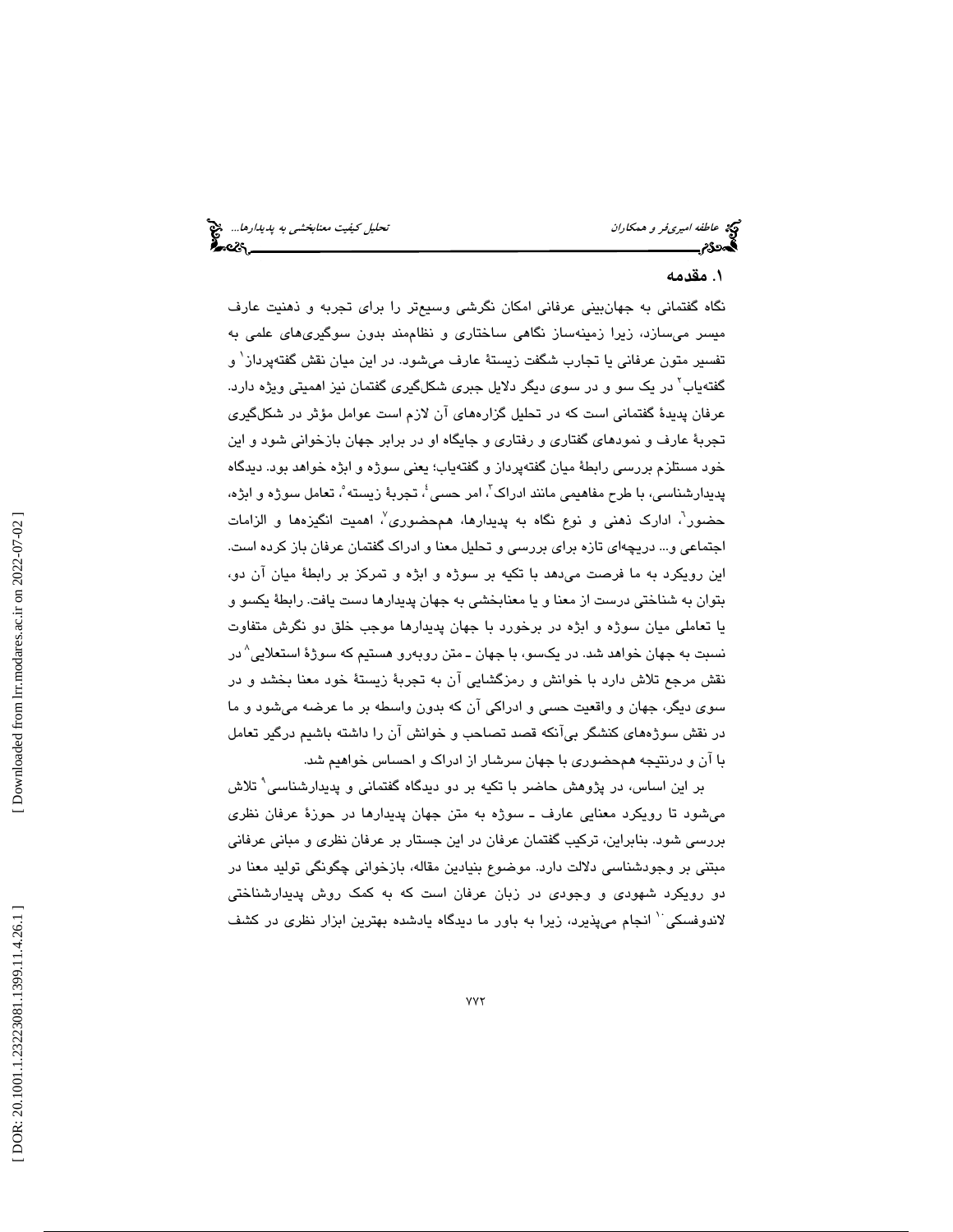## ۱. مقدمه

نگاه گفتمانی به جهان‌بینی عرفانی امکان نگرشی وسیع‌تر را برای تجربه و ذهنیت عارف میسر می‌سازد، زیرا زمینه‌ساز نگاهی ساختاری و نظام‌مند بدون سوگیری‌های علمی به تفسیر متون عرفانی یا تجارب شگفت زیستهٔ عارف می‌شود. در این میان نقش گفته‌پرداز[۱] و گفته‌یاب[۲] در یک سو و در سوی دیگر دلایل جبری شکل‌گیری گفتمان نیز اهمیتی ویژه دارد. عرفان پدیدهٔ گفتمانی است که در تحلیل گزاره‌های آن لازم است عوامل مؤثر در شکل‌گیری تجربهٔ عارف و نمودهای گفتاری و رفتاری و جایگاه او در برابر جهان بازخوانی شود و این خود مستلزم بررسی رابطهٔ میان گفته‌پرداز و گفته‌یاب؛ یعنی سوژه و ابژه خواهد بود. دیدگاه پدیدارشناسی، با طرح مفاهیمی مانند ادراک[۳]، امر حسی[۴]، تجربهٔ زیسته[۵]، تعامل سوژه و ابژه، حضور[۶]، ادارک ذهنی و نوع نگاه به پدیدارها، هم‌حضوری[۷]، اهمیت انگیزه‌ها و الزامات اجتماعی و... دریچه‌ای تازه برای بررسی و تحلیل معنا و ادراک گفتمان عرفان باز کرده است. این رویکرد به ما فرصت می‌دهد با تکیه بر سوژه و ابژه و تمرکز بر رابطهٔ میان آن دو، بتوان به شناختی درست از معنا و یا معنابخشی به جهان پدیدارها دست یافت. رابطهٔ یکسو و یا تعاملی میان سوژه و ابژه در برخورد با جهان پدیدارها موجب خلق دو نگرش متفاوت نسبت به جهان خواهد شد. در یکسو، با جهان ـ متن روبه‌رو هستیم که سوژهٔ استعلایی[۸] در نقش مرجع تلاش دارد با خوانش و رمزگشایی آن به تجربهٔ زیستهٔ خود معنا بخشد و در سوی دیگر، جهان و واقعیت حسی و ادراکی آن که بدون واسطه بر ما عرضه می‌شود و ما در نقش سوژه‌های کنشگر بی‌آنکه قصد تصاحب و خوانش آن را داشته باشیم درگیر تعامل با آن و درنتیجه هم‌حضوری با جهان سرشار از ادراک و احساس خواهیم شد.

بر این اساس، در پژوهش حاضر با تکیه بر دو دیدگاه گفتمانی و پدیدارشناسی[۹] تلاش می‌شود تا رویکرد معنایی عارف ـ سوژه به متن جهان پدیدارها در حوزهٔ عرفان نظری بررسی شود. بنابراین، ترکیب گفتمان عرفان در این جستار بر عرفان نظری و مبانی عرفانی مبتنی بر وجودشناسی دلالت دارد. موضوع بنیادین مقاله، بازخوانی چگونگی تولید معنا در دو رویکرد شهودی و وجودی در زبان عرفان است که به کمک روش پدیدارشناختی لاندوفسکی[۱۰] انجام می‌پذیرد، زیرا به باور ما دیدگاه یادشده بهترین ابزار نظری در کشف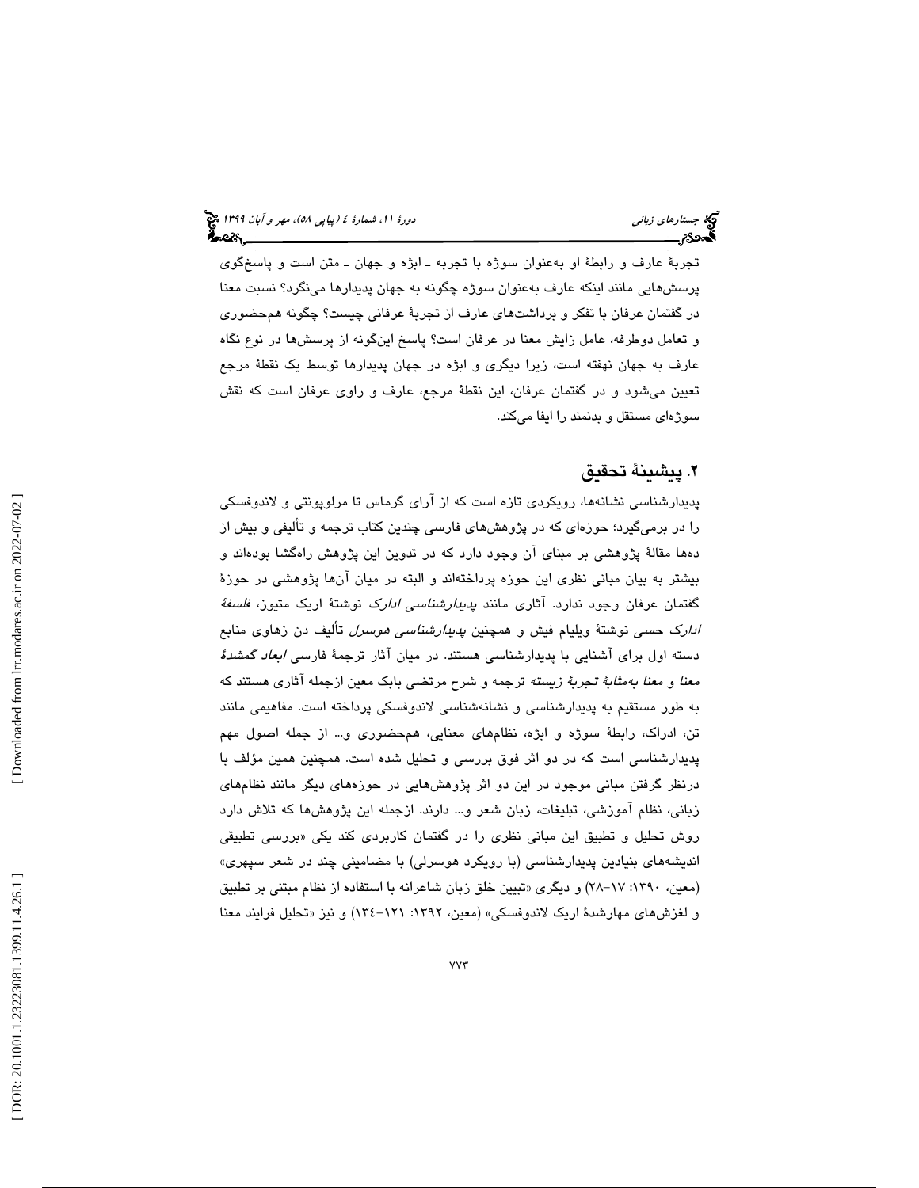تجربهٔ عارف و رابطهٔ او به‌عنوان سوژه با تجربه ـ ابژه و جهان ـ متن است و پاسخ‌گوی پرسش‌هایی مانند اینکه عارف به‌عنوان سوژه چگونه به جهان پدیدارها می‌نگرد؟ نسبت معنا در گفتمان عرفان با تفکر و برداشت‌های عارف از تجربهٔ عرفانی چیست؟ چگونه هم‌حضوری و تعامل دوطرفه، عامل زایش معنا در عرفان است؟ پاسخ این‌گونه از پرسش‌ها در نوع نگاه عارف به جهان نهفته است، زیرا دیگری و ابژه در جهان پدیدارها توسط یک نقطهٔ مرجع تعیین می‌شود و در گفتمان عرفان، این نقطهٔ مرجع، عارف و راوی عرفان است که نقش سوژه‌ای مستقل و بدنمند را ایفا می‌کند.

## ۲. پیشینهٔ تحقیق

پدیدارشناسی نشانه‌ها، رویکردی تازه است که از آرای گرماس تا مرلوپونتی و لاندوفسکی را در برمی‌گیرد؛ حوزه‌ای که در پژوهش‌های فارسی چندین کتاب ترجمه و تألیفی و بیش از ده‌ها مقالهٔ پژوهشی بر مبنای آن وجود دارد که در تدوین این پژوهش راهگشا بوده‌اند و بیشتر به بیان مبانی نظری این حوزه پرداخته‌اند و البته در میان آن‌ها پژوهشی در حوزهٔ گفتمان عرفان وجود ندارد. آثاری مانند *پدیدارشناسی ادارک* نوشتهٔ اریک متیوز، *فلسفهٔ ادارک حسی* نوشتهٔ ویلیام فیش و همچنین *پدیدارشناسی هوسرل* تألیف دن زهاوی منابع دسته اول برای آشنایی با پدیدارشناسی هستند. در میان آثار ترجمهٔ فارسی *ابعاد گمشدهٔ معنا* و *معنا به‌مثابهٔ تجربهٔ زیسته* ترجمه و شرح مرتضی بابک معین ازجمله آثاری هستند که به طور مستقیم به پدیدارشناسی و نشانه‌شناسی لاندوفسکی پرداخته است. مفاهیمی مانند تن، ادراک، رابطهٔ سوژه و ابژه، نظام‌های معنایی، هم‌حضوری و... از جمله اصول مهم پدیدارشناسی است که در دو اثر فوق بررسی و تحلیل شده است. همچنین همین مؤلف با درنظر گرفتن مبانی موجود در این دو اثر پژوهش‌هایی در حوزه‌های دیگر مانند نظام‌های زبانی، نظام آموزشی، تبلیغات، زبان شعر و... دارند. ازجمله این پژوهش‌ها که تلاش دارد روش تحلیل و تطبیق این مبانی نظری را در گفتمان کاربردی کند یکی «بررسی تطبیقی اندیشه‌های بنیادین پدیدارشناسی (با رویکرد هوسرلی) با مضامینی چند در شعر سپهری» (معین، ۱۳۹۰: ۱۷–۲۸) و دیگری «تبیین خلق زبان شاعرانه با استفاده از نظام مبتنی بر تطبیق و لغزش‌های مهارشدهٔ اریک لاندوفسکی» (معین، ۱۳۹۲: ۱۲۱–۱۳٤) و نیز «تحلیل فرایند معنا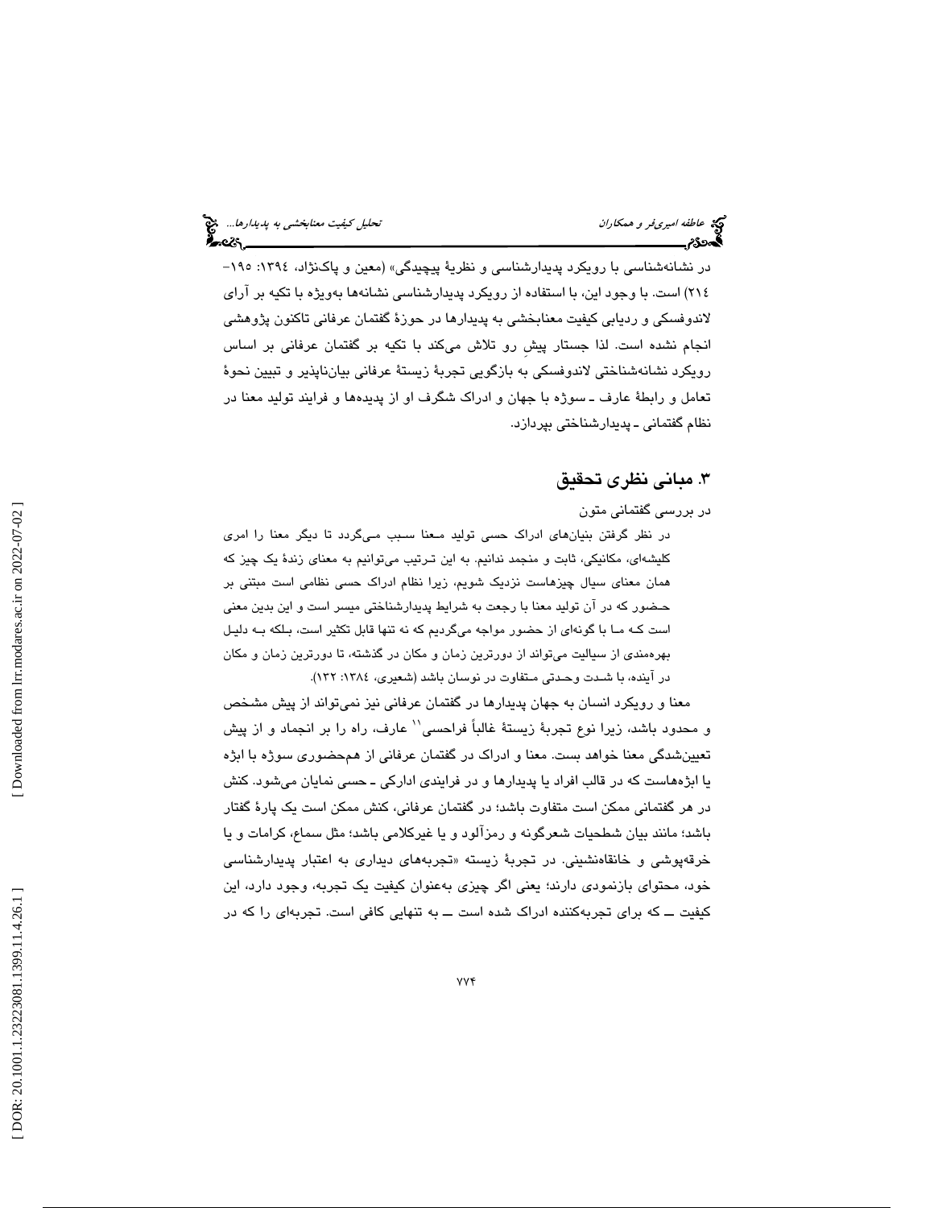در نشانه‌شناسی با رویکرد پدیدارشناسی و نظریهٔ پیچیدگی» (معین و پاک‌نژاد، ۱۳۹۴: ۱۹۵-۲۱۴) است. با وجود این، با استفاده از رویکرد پدیدارشناسی نشانه‌ها به‌ویژه با تکیه بر آرای لاندوفسکی و ردیابی کیفیت معنابخشی به پدیدارها در حوزهٔ گفتمان عرفانی تاکنون پژوهشی انجام نشده است. لذا جستار پیشِ رو تلاش می‌کند با تکیه بر گفتمان عرفانی بر اساس رویکرد نشانه‌شناختی لاندوفسکی به بازگویی تجربهٔ زیستهٔ عرفانی بیان‌ناپذیر و تبیین نحوهٔ تعامل و رابطهٔ عارف ـ سوژه با جهان و ادراک شگرف او از پدیده‌ها و فرایند تولید معنا در نظام گفتمانی ـ پدیدارشناختی بپردازد.

## ۳. مبانی نظری تحقیق

در بررسی گفتمانی متون

> در نظر گرفتن بنیان‌های ادراک حسی تولید معنا سبب می‌گردد تا دیگر معنا را امری کلیشه‌ای، مکانیکی، ثابت و منجمد ندانیم. به این ترتیب می‌توانیم به معنای زندهٔ یک چیز که همان معنای سیال چیزهاست نزدیک شویم، زیرا نظام ادراک حسی نظامی است مبتنی بر حضور که در آن تولید معنا با رجعت به شرایط پدیدارشناختی میسر است و این بدین معنی است که ما با گونه‌ای از حضور مواجه می‌گردیم که نه تنها قابل تکثیر است، بلکه به دلیل بهره‌مندی از سیالیت می‌تواند از دورترین زمان و مکان در گذشته، تا دورترین زمان و مکان در آینده، با شدت وحدتی متفاوت در نوسان باشد (شعیری، ۱۳۸٤: ۱۳۲).

معنا و رویکرد انسان به جهان پدیدارها در گفتمان عرفانی نیز نمی‌تواند از پیش مشخص و محدود باشد، زیرا نوع تجربهٔ زیستهٔ غالباً فراحسی[11] عارف، راه را بر انجماد و از پیش تعیین‌شدگی معنا خواهد بست. معنا و ادراک در گفتمان عرفانی از هم‌حضوری سوژه با ابژه یا ابژه‌هاست که در قالب افراد یا پدیدارها و در فرایندی ادارکی ـ حسی نمایان می‌شود. کنش در هر گفتمانی ممکن است متفاوت باشد؛ در گفتمان عرفانی، کنش ممکن است یک پارهٔ گفتار باشد؛ مانند بیان شطحیات شعرگونه و رمزآلود و یا غیرکلامی باشد؛ مثل سماع، کرامات و یا خرقه‌پوشی و خانقاه‌نشینی. در تجربهٔ زیسته «تجربه‌های دیداری به اعتبار پدیدارشناسی خود، محتوای بازنمودی دارند؛ یعنی اگر چیزی به‌عنوان کیفیت یک تجربه، وجود دارد، این کیفیت ــ که برای تجربه‌کننده ادراک شده است ــ به تنهایی کافی است. تجربه‌ای را که در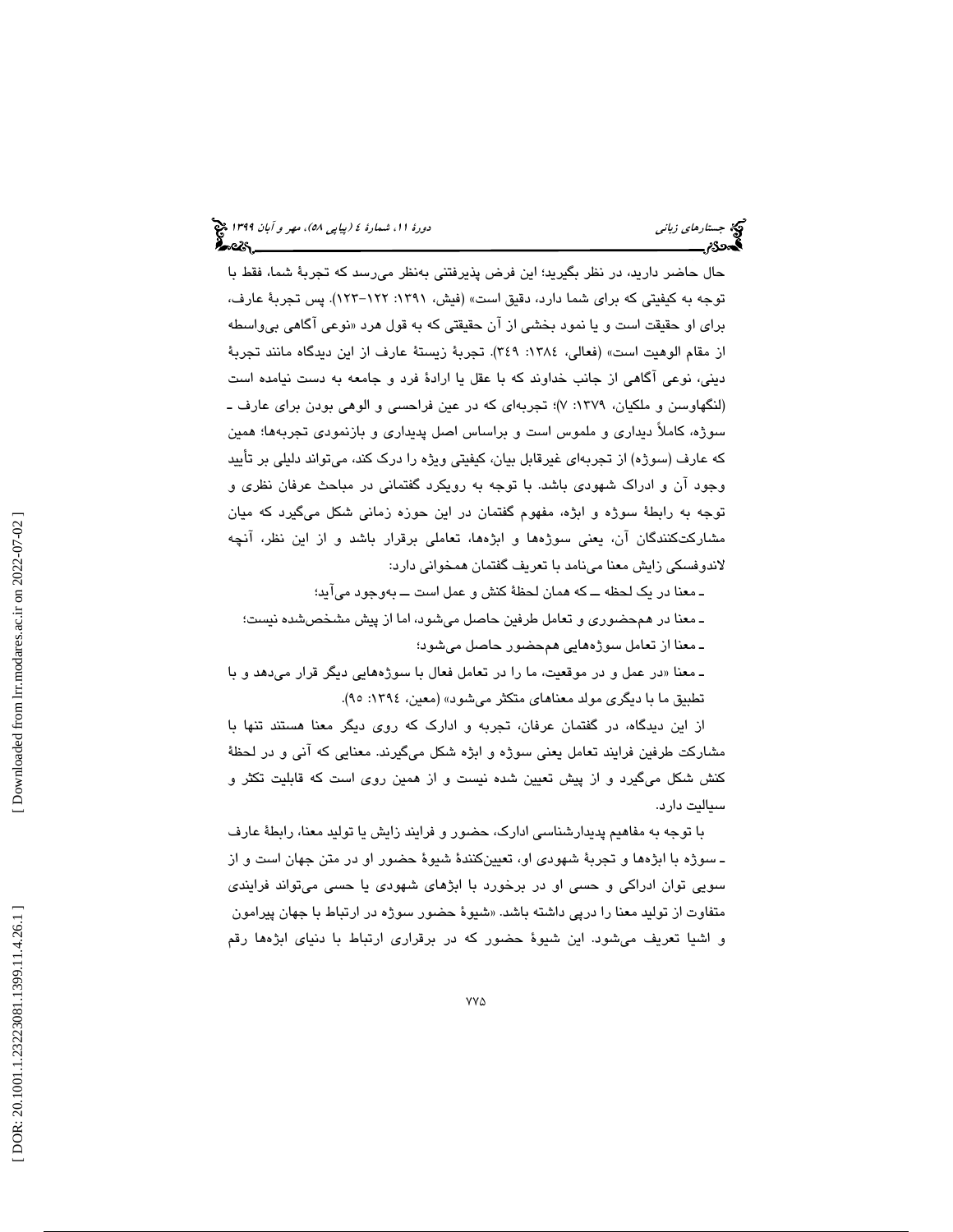حال حاضر دارید، در نظر بگیرید؛ این فرض پذیرفتنی به‌نظر می‌رسد که تجربهٔ شما، فقط با توجه به کیفیتی که برای شما دارد، دقیق است» (فیش، ۱۳۹۱: ۱۲۲–۱۲۳). پس تجربهٔ عارف، برای او حقیقت است و یا نمود بخشی از آن حقیقتی که به قول هرد «نوعی آگاهی بی‌واسطه از مقام الوهیت است» (فعالی، ۱۳۸٤: ۳٤۹). تجربهٔ زیستهٔ عارف از این دیدگاه مانند تجربهٔ دینی، نوعی آگاهی از جانب خداوند که با عقل یا ارادهٔ فرد و جامعه به دست نیامده است (لنگهاوسن و ملکیان، ۱۳۷۹: ۷)؛ تجربه‌ای که در عین فراحسی و الوهی بودن برای عارف ـ سوژه، کاملاً دیداری و ملموس است و براساس اصل پدیداری و بازنمودی تجربه‌ها؛ همین که عارف (سوژه) از تجربه‌ای غیرقابل بیان، کیفیتی ویژه را درک کند، می‌تواند دلیلی بر تأیید وجود آن و ادراک شهودی باشد. با توجه به رویکرد گفتمانی در مباحث عرفان نظری و توجه به رابطهٔ سوژه و ابژه، مفهوم گفتمان در این حوزه زمانی شکل می‌گیرد که میان مشارکت‌کنندگان آن، یعنی سوژه‌ها و ابژه‌ها، تعاملی برقرار باشد و از این نظر، آنچه لاندوفسکی زایش معنا می‌نامد با تعریف گفتمان همخوانی دارد:

ـ معنا در یک لحظه ــ که همان لحظهٔ کنش و عمل است ــ به‌وجود می‌آید؛

ـ معنا در هم‌حضوری و تعامل طرفین حاصل می‌شود، اما از پیش مشخص‌شده نیست؛

ـ معنا از تعامل سوژه‌هایی هم‌حضور حاصل می‌شود؛

ـ معنا «در عمل و در موقعیت، ما را در تعامل فعال با سوژه‌هایی دیگر قرار می‌دهد و با تطبیق ما با دیگری مولد معناهای متکثر می‌شود» (معین، ۱۳۹٤: ۹۵).

از این دیدگاه، در گفتمان عرفان، تجربه و ادارک که روی دیگر معنا هستند تنها با مشارکت طرفین فرایند تعامل یعنی سوژه و ابژه شکل می‌گیرند. معنایی که آنی و در لحظهٔ کنش شکل می‌گیرد و از پیش تعیین شده نیست و از همین روی است که قابلیت تکثر و سیالیت دارد.

با توجه به مفاهیم پدیدارشناسی ادارک، حضور و فرایند زایش یا تولید معنا، رابطهٔ عارف ـ سوژه با ابژه‌ها و تجربهٔ شهودی او، تعیین‌کنندهٔ شیوهٔ حضور او در متن جهان است و از سویی توان ادراکی و حسی او در برخورد با ابژهای شهودی یا حسی می‌تواند فرایندی متفاوت از تولید معنا را درپی داشته باشد. «شیوهٔ حضور سوژه در ارتباط با جهان پیرامون و اشیا تعریف می‌شود. این شیوهٔ حضور که در برقراری ارتباط با دنیای ابژه‌ها رقم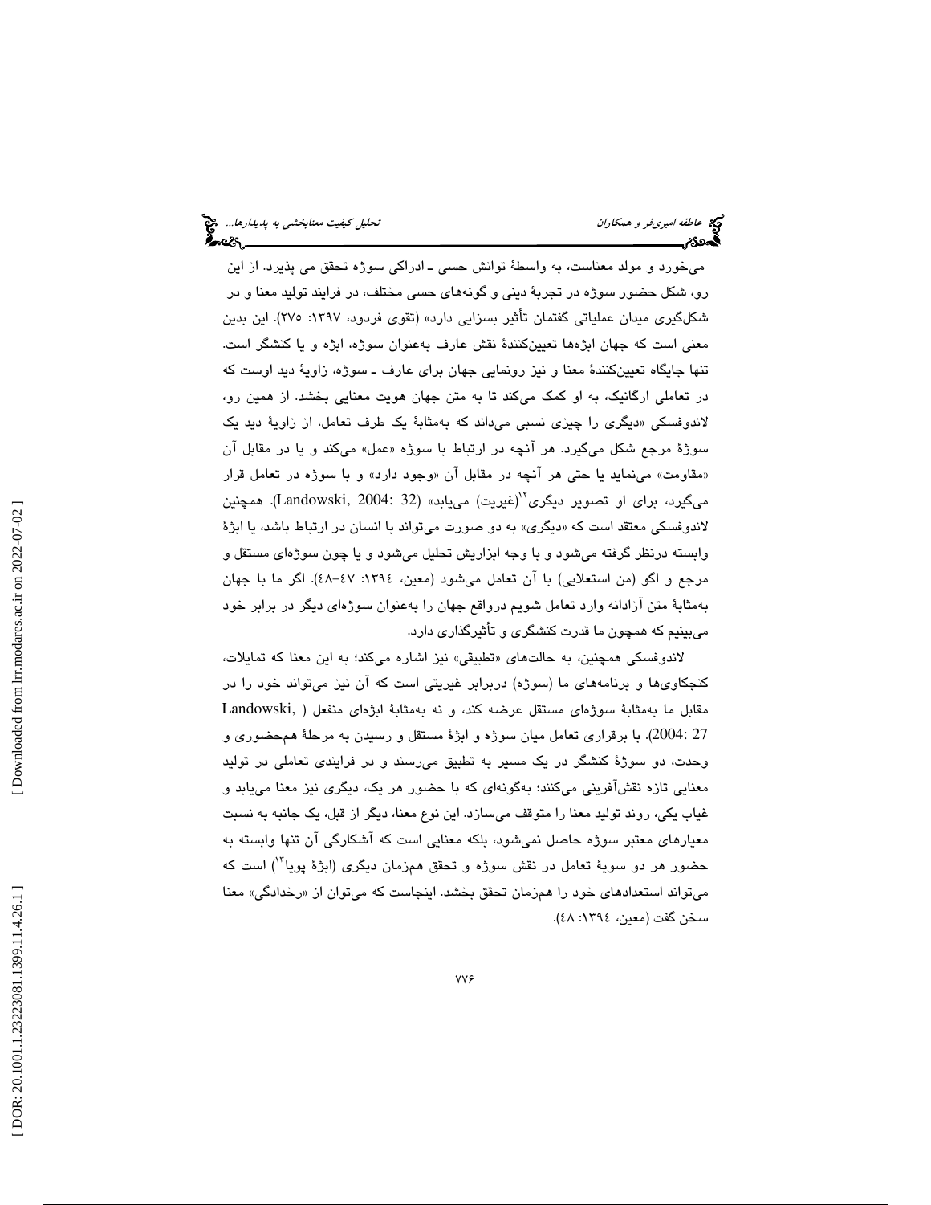می‌خورد و مولد معناست، به واسطهٔ توانش حسی ـ ادراکی سوژه تحقق می پذیرد. از این رو، شکل حضور سوژه در تجربهٔ دینی و گونه‌های حسی مختلف، در فرایند تولید معنا و در شکل‌گیری میدان عملیاتی گفتمان تأثیر بسزایی دارد» (تقوی فردود، ۱۳۹۷: ۲۷۵). این بدین معنی است که جهان ابژه‌ها تعیین‌کنندهٔ نقش عارف به‌عنوان سوژه، ابژه و یا کنشگر است. تنها جایگاه تعیین‌کنندهٔ معنا و نیز رونمایی جهان برای عارف ـ سوژه، زاویهٔ دید اوست که در تعاملی ارگانیک، به او کمک می‌کند تا به متن جهان هویت معنایی بخشد. از همین رو، لاندوفسکی «دیگری را چیزی نسبی می‌داند که به‌مثابهٔ یک طرف تعامل، از زاویهٔ دید یک سوژهٔ مرجع شکل می‌گیرد. هر آنچه در ارتباط با سوژه «عمل» می‌کند و یا در مقابل آن «مقاومت» می‌نماید یا حتی هر آنچه در مقابل آن «وجود دارد» و با سوژه در تعامل قرار می‌گیرد، برای او تصویر دیگری[12](غیریت) می‌یابد» (Landowski, 2004: 32). همچنین لاندوفسکی معتقد است که «دیگری» به دو صورت می‌تواند با انسان در ارتباط باشد، یا ابژهٔ وابسته درنظر گرفته می‌شود و با وجه ابزاریش تحلیل می‌شود و یا چون سوژه‌ای مستقل و مرجع و اگو (من استعلایی) با آن تعامل می‌شود (معین، ۱۳۹٤: ٤٧–٤٨). اگر ما با جهان به‌مثابهٔ متن آزادانه وارد تعامل شویم درواقع جهان را به‌عنوان سوژه‌ای دیگر در برابر خود می‌بینیم که همچون ما قدرت کنشگری و تأثیرگذاری دارد.

لاندوفسکی همچنین، به حالت‌های «تطبیقی» نیز اشاره می‌کند؛ به این معنا که تمایلات، کنجکاوی‌ها و برنامه‌های ما (سوژه) دربرابر غیریتی است که آن نیز می‌تواند خود را در مقابل ما به‌مثابهٔ سوژه‌ای مستقل عرضه کند، و نه به‌مثابهٔ ابژه‌ای منفعل (Landowski, 2004: 27). با برقراری تعامل میان سوژه و ابژهٔ مستقل و رسیدن به مرحلهٔ هم‌حضوری و وحدت، دو سوژهٔ کنشگر در یک مسیر به تطبیق می‌رسند و در فرایندی تعاملی در تولید معنایی تازه نقش‌آفرینی می‌کنند؛ به‌گونه‌ای که با حضور هر یک، دیگری نیز معنا می‌یابد و غیاب یکی، روند تولید معنا را متوقف می‌سازد. این نوع معنا، دیگر از قبل، یک جانبه به نسبت معیارهای معتبر سوژه حاصل نمی‌شود، بلکه معنایی است که آشکارگی آن تنها وابسته به حضور هر دو سویهٔ تعامل در نقش سوژه و تحقق هم‌زمان دیگری (ابژهٔ پویا[13]) است که می‌تواند استعدادهای خود را هم‌زمان تحقق بخشد. اینجاست که می‌توان از «رخدادگی» معنا سخن گفت (معین، ۱۳۹٤: ٤٨).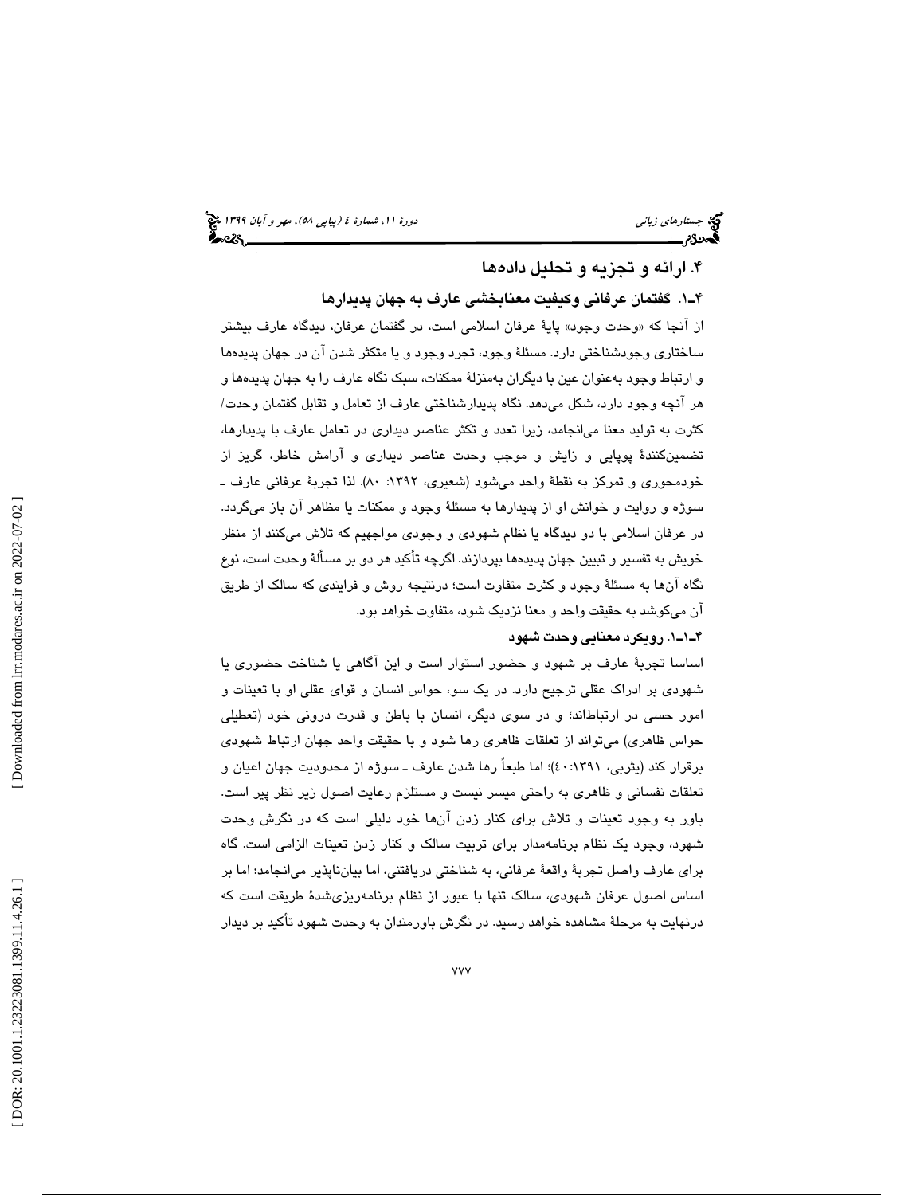## ۴. ارائه و تجزیه و تحلیل داده‌ها

### ۴ـ۱. گفتمان عرفانی وکیفیت معنابخشی عارف به جهان پدیدارها

از آنجا که «وحدت وجود» پایۀ عرفان اسلامی است، در گفتمان عرفان، دیدگاه عارف بیشتر ساختاری وجودشناختی دارد. مسئلۀ وجود، تجرد وجود و یا متکثر شدن آن در جهان پدیده‌ها و ارتباط وجود به‌عنوان عین با دیگران به‌منزلۀ ممکنات، سبک نگاه عارف را به جهان پدیده‌ها و هر آنچه وجود دارد، شکل می‌دهد. نگاه پدیدارشناختی عارف از تعامل و تقابل گفتمان وحدت/ کثرت به تولید معنا می‌انجامد، زیرا تعدد و تکثر عناصر دیداری در تعامل عارف با پدیدارها، تضمین‌کنندۀ پویایی و زایش و موجب وحدت عناصر دیداری و آرامش خاطر، گریز از خودمحوری و تمرکز به نقطۀ واحد می‌شود (شعیری، ۱۳۹۲: ۸۰). لذا تجربۀ عرفانی عارف ـ سوژه و روایت و خوانش او از پدیدارها به مسئلۀ وجود و ممکنات یا مظاهر آن باز می‌گردد. در عرفان اسلامی با دو دیدگاه یا نظام شهودی و وجودی مواجهیم که تلاش می‌کنند از منظر خویش به تفسیر و تبیین جهان پدیده‌ها بپردازند. اگرچه تأکید هر دو بر مسألۀ وحدت است، نوع نگاه آن‌ها به مسئلۀ وجود و کثرت متفاوت است؛ درنتیجه روش و فرایندی که سالک از طریق آن می‌کوشد به حقیقت واحد و معنا نزدیک شود، متفاوت خواهد بود.

#### ۴ـ۱ـ۱. رویکرد معنایی وحدت شهود

اساسا تجربۀ عارف بر شهود و حضور استوار است و این آگاهی یا شناخت حضوری یا شهودی بر ادراک عقلی ترجیح دارد. در یک سو، حواس انسان و قوای عقلی او با تعینات و امور حسی در ارتباط‌اند؛ و در سوی دیگر، انسان با باطن و قدرت درونی خود (تعطیلی حواس ظاهری) می‌تواند از تعلقات ظاهری رها شود و با حقیقت واحد جهان ارتباط شهودی برقرار کند (یثربی، ۱۳۹۱: ٤٠)؛ اما طبعاً رها شدن عارف ـ سوژه از محدودیت جهان اعیان و تعلقات نفسانی و ظاهری به راحتی میسر نیست و مستلزم رعایت اصول زیر نظر پیر است. باور به وجود تعینات و تلاش برای کنار زدن آن‌ها خود دلیلی است که در نگرش وحدت شهود، وجود یک نظام برنامه‌مدار برای تربیت سالک و کنار زدن تعینات الزامی است. گاه برای عارف واصل تجربۀ واقعۀ عرفانی، به شناختی دریافتنی، اما بیان‌ناپذیر می‌انجامد؛ اما بر اساس اصول عرفان شهودی، سالک تنها با عبور از نظام برنامه‌ریزی‌شدۀ طریقت است که درنهایت به مرحلۀ مشاهده خواهد رسید. در نگرش باورمندان به وحدت شهود تأکید بر دیدار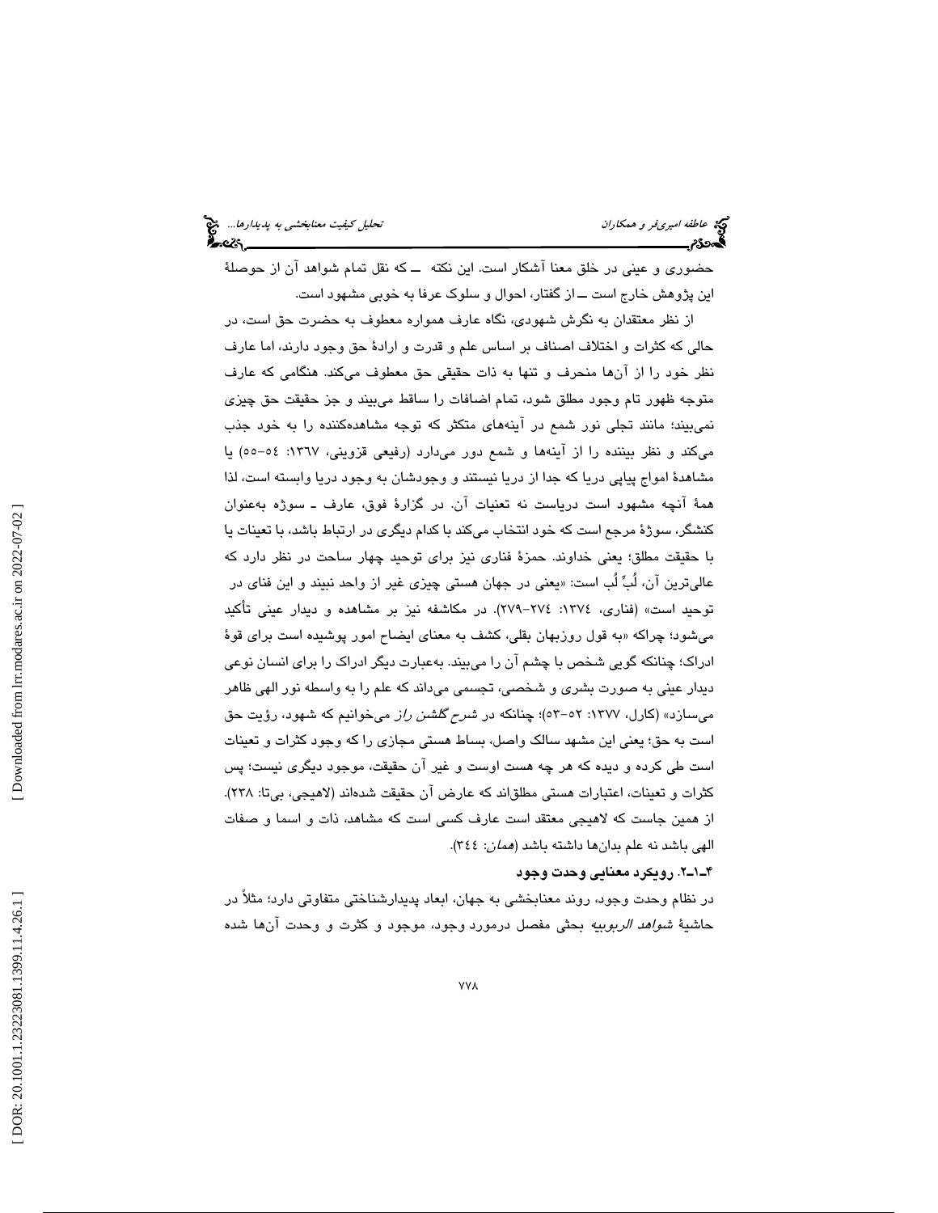حضوری و عینی در خلق معنا آشکار است. این نکته ــ که نقل تمام شواهد آن از حوصلهٔ این پژوهش خارج است ــ از گفتار، احوال و سلوک عرفا به خوبی مشهود است.

از نظر معتقدان به نگرش شهودی، نگاه عارف همواره معطوف به حضرت حق است، در حالی که کثرات و اختلاف اصناف بر اساس علم و قدرت و ارادهٔ حق وجود دارند، اما عارف نظر خود را از آن‌ها منحرف و تنها به ذات حقیقی حق معطوف می‌کند. هنگامی که عارف متوجه ظهور تام وجود مطلق شود، تمام اضافات را ساقط می‌بیند و جز حقیقت حق چیزی نمی‌بیند؛ مانند تجلی نور شمع در آینه‌های متکثر که توجه مشاهده‌کننده را به خود جذب می‌کند و نظر بیننده را از آینه‌ها و شمع دور می‌دارد (رفیعی قزوینی، ۱۳۶۷: ٥٤–٥٥) یا مشاهدهٔ امواج پیاپی دریا که جدا از دریا نیستند و وجودشان به وجود دریا وابسته است، لذا همهٔ آنچه مشهود است دریاست نه تعینات آن. در گزارهٔ فوق، عارف ـ سوژه به‌عنوان کنشگر، سوژهٔ مرجع است که خود انتخاب می‌کند با کدام دیگری در ارتباط باشد، با تعینات یا با حقیقت مطلق؛ یعنی خداوند. حمزهٔ فناری نیز برای توحید چهار ساحت در نظر دارد که عالی‌ترین آن، لُبِّ لُب است: «یعنی در جهان هستی چیزی غیر از واحد نبیند و این فنای در توحید است» (فناری، ١٣٧٤: ٢٧٤–٢٧٩). در مکاشفه نیز بر مشاهده و دیدار عینی تأکید می‌شود؛ چراکه «به قول روزبهان بقلی، کشف به معنای ایضاح امور پوشیده است برای قوهٔ ادراک؛ چنانکه گویی شخص با چشم آن را می‌بیند. به‌عبارت دیگر ادراک را برای انسان نوعی دیدار عینی به صورت بشری و شخصی، تجسمی می‌داند که علم را به واسطه نور الهی ظاهر می‌سازد» (کارل، ١٣٧٧: ٥٢–٥٣)؛ چنانکه در *شرح گلشن راز* می‌خوانیم که شهود، رؤیت حق است به حق؛ یعنی این مشهد سالک واصل، بساط هستی مجازی را که وجود کثرات و تعینات است طی کرده و دیده که هر چه هست اوست و غیر آن حقیقت، موجود دیگری نیست؛ پس کثرات و تعینات، اعتبارات هستی مطلق‌اند که عارض آن حقیقت شده‌اند (لاهیجی، بی‌تا: ٢٣٨). از همین جاست که لاهیجی معتقد است عارف کسی است که مشاهد، ذات و اسما و صفات الهی باشد نه علم بدان‌ها داشته باشد (*همان*: ٣٤٤).

**۴ـ۱ـ۲. رویکرد معنایی وحدت وجود**

در نظام وحدت وجود، روند معنابخشی به جهان، ابعاد پدیدارشناختی متفاوتی دارد؛ مثلاً در حاشیهٔ *شواهد الربوبیه* بحثی مفصل درمورد وجود، موجود و کثرت و وحدت آن‌ها شده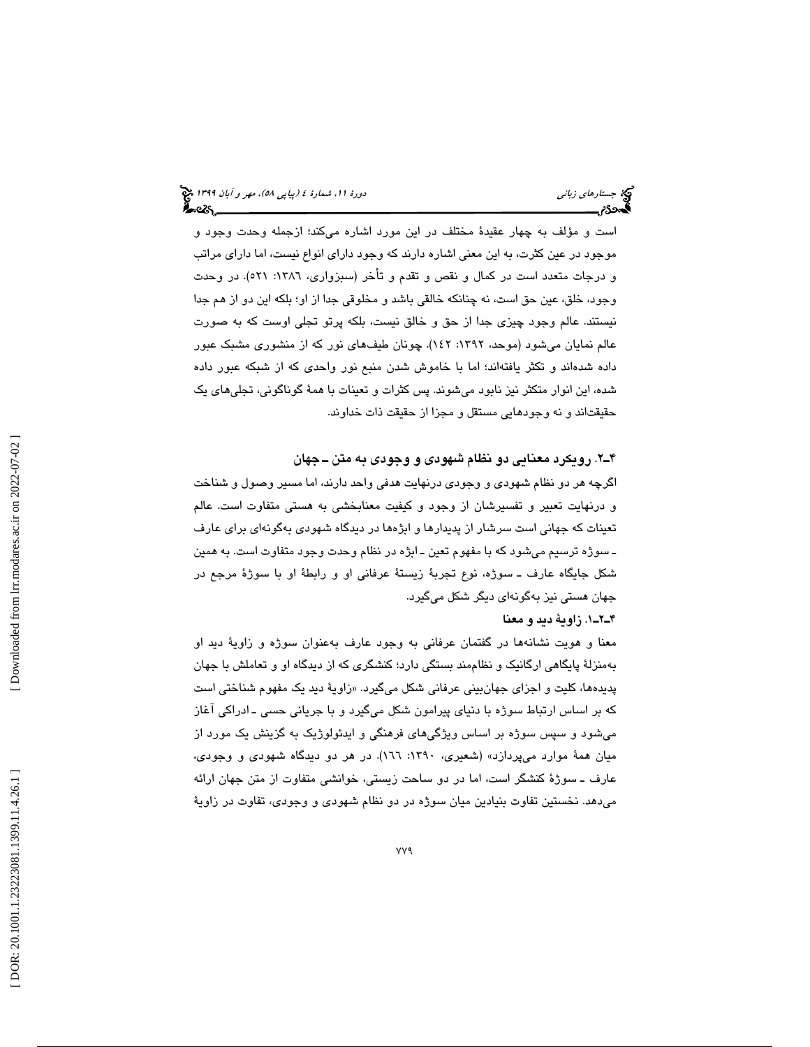است و مؤلف به چهار عقیدهٔ مختلف در این مورد اشاره می‌کند؛ ازجمله وحدت وجود و موجود در عین کثرت، به این معنی اشاره دارند که وجود دارای انواع نیست، اما دارای مراتب و درجات متعدد است در کمال و نقص و تقدم و تأخر (سبزواری، ۱۳۸۶: ۵۲۱). در وحدت وجود، خلق، عین حق است، نه چنانکه خالقی باشد و مخلوقی جدا از او؛ بلکه این دو از هم جدا نیستند. عالم وجود چیزی جدا از حق و خالق نیست، بلکه پرتو تجلی اوست که به صورت عالم نمایان می‌شود (موحد، ۱۳۹۲: ۱۴۲). چونان طیف‌های نور که از منشوری مشبک عبور داده شده‌اند و تکثر یافته‌اند؛ اما با خاموش شدن منبع نور واحدی که از شبکه عبور داده شده، این انوار متکثر نیز نابود می‌شوند. پس کثرات و تعینات با همهٔ گوناگونی، تجلی‌های یک حقیقت‌اند و نه وجودهایی مستقل و مجزا از حقیقت ذات خداوند.

## ۴ـ۲. رویکرد معنایی دو نظام شهودی و وجودی به متن ـ جهان

اگرچه هر دو نظام شهودی و وجودی درنهایت هدفی واحد دارند، اما مسیر وصول و شناخت و درنهایت تعبیر و تفسیرشان از وجود و کیفیت معنابخشی به هستی متفاوت است. عالم تعینات که جهانی است سرشار از پدیدارها و ابژه‌ها در دیدگاه شهودی به‌گونه‌ای برای عارف ـ سوژه ترسیم می‌شود که با مفهوم تعین ـ ابژه در نظام وحدت وجود متفاوت است. به همین شکل جایگاه عارف ـ سوژه، نوع تجربهٔ زیستهٔ عرفانی او و رابطهٔ او با سوژهٔ مرجع در جهان هستی نیز به‌گونه‌ای دیگر شکل می‌گیرد.

### ۴ـ۲ـ۱. زاویهٔ دید و معنا

معنا و هویت نشانه‌ها در گفتمان عرفانی به وجود عارف به‌عنوان سوژه و زاویهٔ دید او به‌منزلهٔ پایگاهی ارگانیک و نظام‌مند بستگی دارد؛ کنشگری که از دیدگاه او و تعاملش با جهان پدیده‌ها، کلیت و اجزای جهان‌بینی عرفانی شکل می‌گیرد. «زاویهٔ دید یک مفهوم شناختی است که بر اساس ارتباط سوژه با دنیای پیرامون شکل می‌گیرد و با جریانی حسی ـ ادراکی آغاز می‌شود و سپس سوژه بر اساس ویژگی‌های فرهنگی و ایدئولوژیک به گزینش یک مورد از میان همهٔ موارد می‌پردازد» (شعیری، ۱۳۹۰: ۱۶۶). در هر دو دیدگاه شهودی و وجودی، عارف ـ سوژهٔ کنشگر است، اما در دو ساحت زیستی، خوانشی متفاوت از متن جهان ارائه می‌دهد. نخستین تفاوت بنیادین میان سوژه در دو نظام شهودی و وجودی، تفاوت در زاویهٔ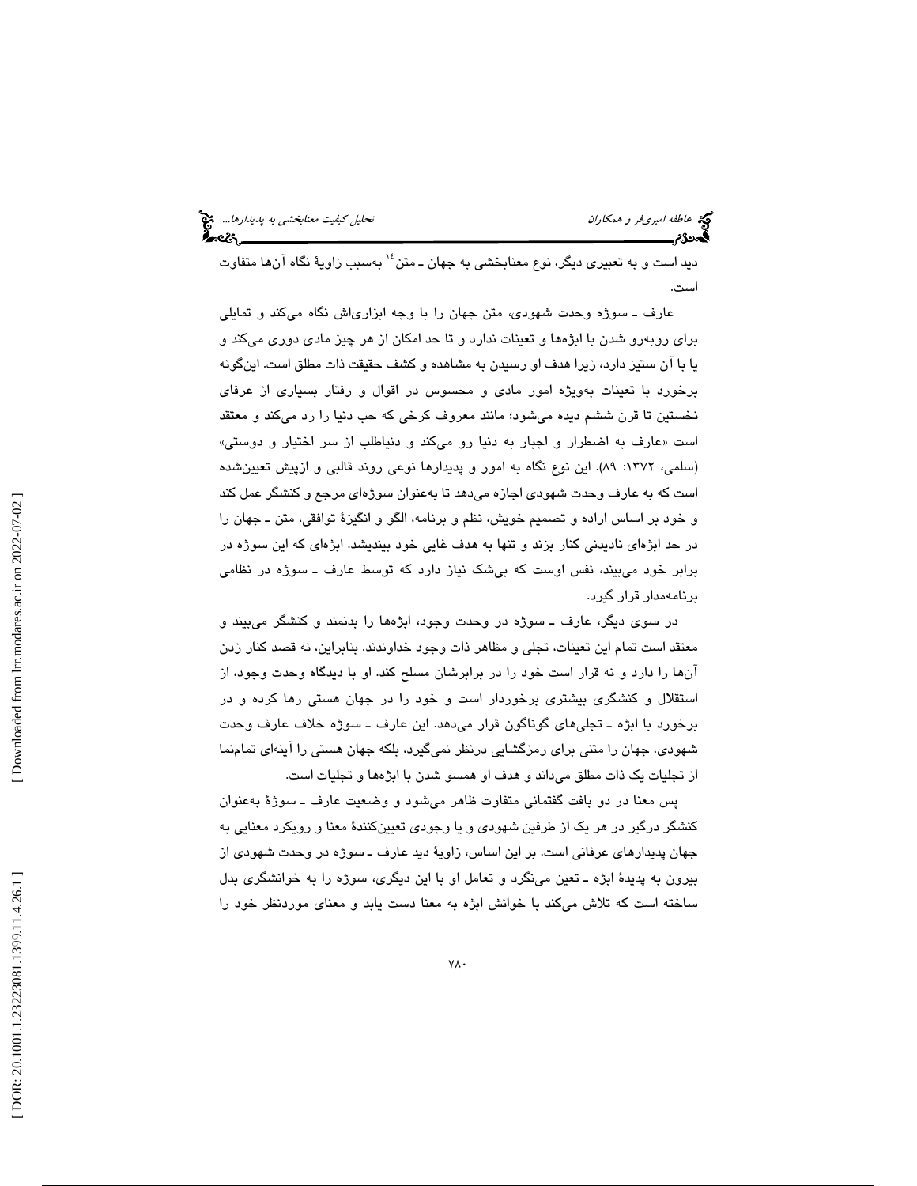دید است و به تعبیری دیگر، نوع معنابخشی به جهان ـ متن[14] به‌سبب زاویهٔ نگاه آن‌ها متفاوت است.

عارف ـ سوژه وحدت شهودی، متن جهان را با وجه ابزاری‌اش نگاه می‌کند و تمایلی برای روبه‌رو شدن با ابژه‌ها و تعینات ندارد و تا حد امکان از هر چیز مادی دوری می‌کند و یا با آن ستیز دارد، زیرا هدف او رسیدن به مشاهده و کشف حقیقت ذات مطلق است. این‌گونه برخورد با تعینات به‌ویژه امور مادی و محسوس در اقوال و رفتار بسیاری از عرفای نخستین تا قرن ششم دیده می‌شود؛ مانند معروف کرخی که حب دنیا را رد می‌کند و معتقد است «عارف به اضطرار و اجبار به دنیا رو می‌کند و دنیاطلب از سر اختیار و دوستی» (سلمی، ۱۳۷۲: ۸۹). این نوع نگاه به امور و پدیدارها نوعی روند قالبی و ازپیش تعیین‌شده است که به عارف وحدت شهودی اجازه می‌دهد تا به‌عنوان سوژه‌ای مرجع و کنشگر عمل کند و خود بر اساس اراده و تصمیم خویش، نظم و برنامه، الگو و انگیزهٔ توافقی، متن ـ جهان را در حد ابژه‌ای نادیدنی کنار بزند و تنها به هدف غایی خود بیندیشد. ابژه‌ای که این سوژه در برابر خود می‌بیند، نفس اوست که بی‌شک نیاز دارد که توسط عارف ـ سوژه در نظامی برنامه‌مدار قرار گیرد.

در سوی دیگر، عارف ـ سوژه در وحدت وجود، ابژه‌ها را بدنمند و کنشگر می‌بیند و معتقد است تمام این تعینات، تجلی و مظاهر ذات وجود خداوندند. بنابراین، نه قصد کنار زدن آن‌ها را دارد و نه قرار است خود را در برابرشان مسلح کند. او با دیدگاه وحدت وجود، از استقلال و کنشگری بیشتری برخوردار است و خود را در جهان هستی رها کرده و در برخورد با ابژه ـ تجلی‌های گوناگون قرار می‌دهد. این عارف ـ سوژه خلاف عارف وحدت شهودی، جهان را متنی برای رمزگشایی درنظر نمی‌گیرد، بلکه جهان هستی را آینه‌ای تمام‌نما از تجلیات یک ذات مطلق می‌داند و هدف او همسو شدن با ابژه‌ها و تجلیات است.

پس معنا در دو بافت گفتمانی متفاوت ظاهر می‌شود و وضعیت عارف ـ سوژهٔ به‌عنوان کنشگر درگیر در هر یک از طرفین شهودی و یا وجودی تعیین‌کنندهٔ معنا و رویکرد معنایی به جهان پدیدارهای عرفانی است. بر این اساس، زاویهٔ دید عارف ـ سوژه در وحدت شهودی از بیرون به پدیدهٔ ابژه ـ تعین می‌نگرد و تعامل او با این دیگری، سوژه را به خوانشگری بدل ساخته است که تلاش می‌کند با خوانش ابژه به معنا دست یابد و معنای موردنظر خود را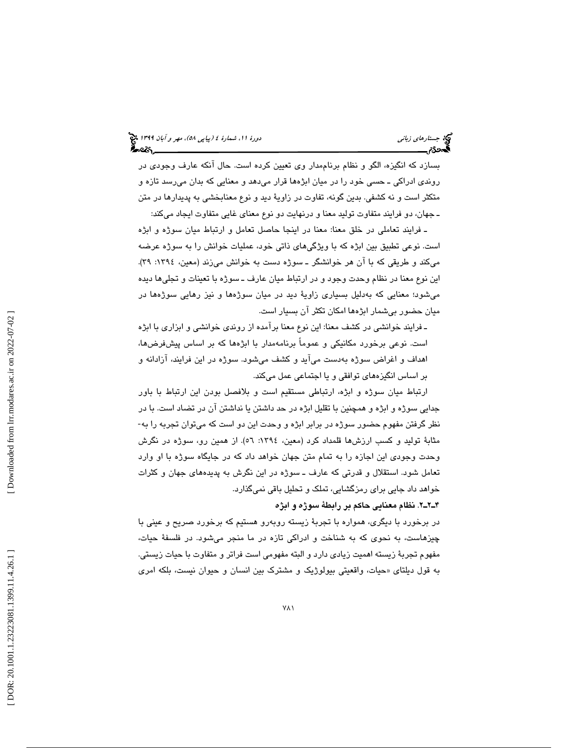بسازد که انگیزه، الگو و نظام برنامه‌مدار وی تعیین کرده است. حال آنکه عارف وجودی در روندی ادراکی ـ حسی خود را در میان ابژه‌ها قرار می‌دهد و معنایی که بدان می‌رسد تازه و متکثر است و نه کشفی. بدین گونه، تفاوت در زاویهٔ دید و نوع معنابخشی به پدیدارها در متن ـ جهان، دو فرایند متفاوت تولید معنا و درنهایت دو نوع معنای غایی متفاوت ایجاد می‌کند:

ـ فرایند تعاملی در خلق معنا: معنا در اینجا حاصل تعامل و ارتباط میان سوژه و ابژه است. نوعی تطبیق بین ابژه که با ویژگی‌های ذاتی خود، عملیات خوانش را به سوژه عرضه می‌کند و طریقی که با آن هر خوانشگر ـ سوژه دست به خوانش می‌زند (معین، ۱۳۹٤: ۳۹). این نوع معنا در نظام وحدت وجود و در ارتباط میان عارف ـ سوژه با تعینات و تجلی‌ها دیده می‌شود؛ معنایی که به‌دلیل بسیاری زاویهٔ دید در میان سوژه‌ها و نیز رهایی سوژه‌ها در میان حضور بی‌شمار ابژه‌ها امکان تکثر آن بسیار است.

ـ فرایند خوانشی در کشف معنا: این نوع معنا برآمده از روندی خوانشی و ابزاری با ابژه است. نوعی برخورد مکانیکی و عموماً برنامه‌مدار با ابژه‌ها که بر اساس پیش‌فرض‌ها، اهداف و اغراض سوژه به‌دست می‌آید و کشف می‌شود. سوژه در این فرایند، آزادانه و بر اساس انگیزه‌های توافقی و یا اجتماعی عمل می‌کند.

ارتباط میان سوژه و ابژه، ارتباطی مستقیم است و بلافصل بودن این ارتباط با باور جدایی سوژه و ابژه و همچنین با تقلیل ابژه در حد داشتن یا نداشتن آن در تضاد است. با در نظر گرفتن مفهوم حضور سوژه در برابر ابژه و وحدت این دو است که می‌توان تجربه را به‌مثابهٔ تولید و کسب ارزش‌ها قلمداد کرد (معین، ۱۳۹٤: ٥٦). از همین رو، سوژه در نگرش وحدت وجودی این اجازه را به تمام متن جهان خواهد داد که در جایگاه سوژه با او وارد تعامل شود. استقلال و قدرتی که عارف ـ سوژه در این نگرش به پدیده‌های جهان و کثرات خواهد داد جایی برای رمزگشایی، تملک و تحلیل باقی نمی‌گذارد.

### ۴ـ۲ـ۲. نظام معنایی حاکم بر رابطهٔ سوژه و ابژه

در برخورد با دیگری، همواره با تجربهٔ زیسته روبه‌رو هستیم که برخورد صریح و عینی با چیزهاست، به نحوی که به شناخت و ادراکی تازه در ما منجر می‌شود. در فلسفهٔ حیات، مفهوم تجربهٔ زیسته اهمیت زیادی دارد و البته مفهومی است فراتر و متفاوت با حیات زیستی. به قول دیلتای «حیات، واقعیتی بیولوژیک و مشترک بین انسان و حیوان نیست، بلکه امری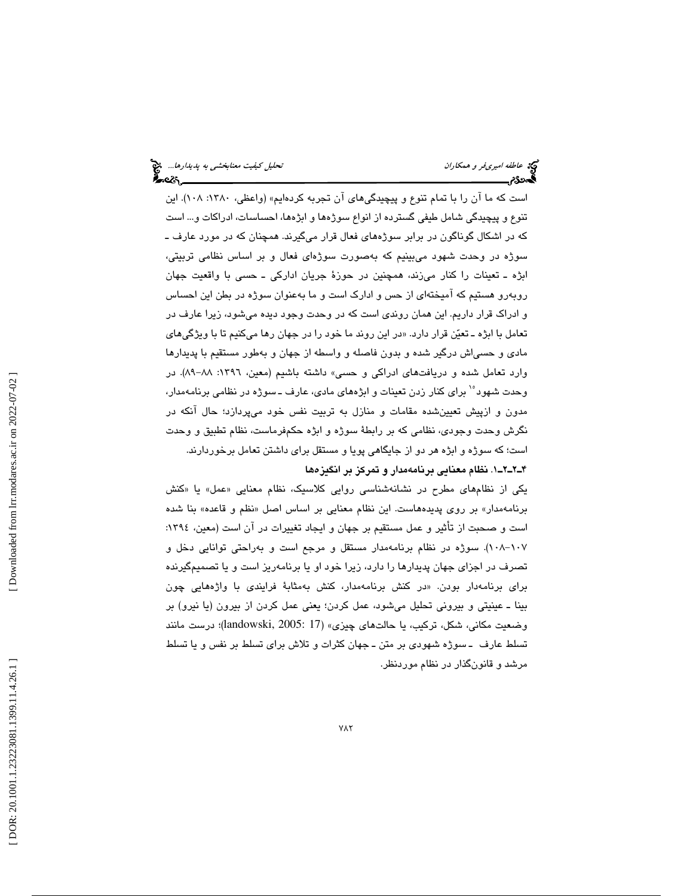است که ما آن را با تمام تنوع و پیچیدگی‌های آن تجربه کرده‌ایم» (واعظی، ۱۳۸۰: ۱۰۸). این تنوع و پیچیدگی شامل طیفی گسترده از انواع سوژه‌ها و ابژه‌ها، احساسات، ادراکات و... است که در اشکال گوناگون در برابر سوژه‌های فعال قرار می‌گیرند. همچنان که در مورد عارف ـ سوژه در وحدت شهود می‌بینیم که به‌صورت سوژه‌ای فعال و بر اساس نظامی تربیتی، ابژه ـ تعینات را کنار می‌زند، همچنین در حوزهٔ جریان ادارکی ـ حسی با واقعیت جهان روبه‌رو هستیم که آمیخته‌ای از حس و ادارک است و ما به‌عنوان سوژه در بطن این احساس و ادراک قرار داریم. این همان روندی است که در وحدت وجود دیده می‌شود، زیرا عارف در تعامل با ابژه ـ تعیّن قرار دارد. «در این روند ما خود را در جهان رها می‌کنیم تا با ویژگی‌های مادی و حسی‌اش درگیر شده و بدون فاصله و واسطه از جهان و به‌طور مستقیم با پدیدارها وارد تعامل شده و دریافت‌های ادراکی و حسی» داشته باشیم (معین، ۱۳۹۶: ۸۸-۸۹). در وحدت شهود[۱۰] برای کنار زدن تعینات و ابژه‌های مادی، عارف ـ سوژه در نظامی برنامه‌مدار، مدون و ازپیش تعیین‌شده مقامات و منازل به تربیت نفس خود می‌پردازد؛ حال آنکه در نگرش وحدت وجودی، نظامی که بر رابطهٔ سوژه و ابژه حکم‌فرماست، نظام تطبیق و وحدت است؛ که سوژه و ابژه هر دو از جایگاهی پویا و مستقل برای داشتن تعامل برخوردارند.

#### ۴ـ۲ـ۲ـ۱. نظام معنایی برنامه‌مدار و تمرکز بر انگیزه‌ها

یکی از نظام‌های مطرح در نشانه‌شناسی روایی کلاسیک، نظام معنایی «عمل» یا «کنش برنامه‌مدار» بر روی پدیده‌هاست. این نظام معنایی بر اساس اصل «نظم و قاعده» بنا شده است و صحبت از تأثیر و عمل مستقیم بر جهان و ایجاد تغییرات در آن است (معین، ۱۳۹٤: ۱۰۷-۱۰۸). سوژه در نظام برنامه‌مدار مستقل و مرجع است و به‌راحتی توانایی دخل و تصرف در اجزای جهان پدیدارها را دارد، زیرا خود او یا برنامه‌ریز است و یا تصمیم‌گیرنده برای برنامه‌دار بودن. «در کنش برنامه‌مدار، کنش به‌مثابهٔ فرایندی با واژه‌هایی چون بینا ـ عینیتی و بیرونی تحلیل می‌شود، عمل کردن؛ یعنی عمل کردن از بیرون (یا نیرو) بر وضعیت مکانی، شکل، ترکیب، یا حالت‌های چیزی» (landowski, 2005: 17)؛ درست مانند تسلط عارف ـ سوژه شهودی بر متن ـ جهان کثرات و تلاش برای تسلط بر نفس و یا تسلط مرشد و قانون‌گذار در نظام موردنظر.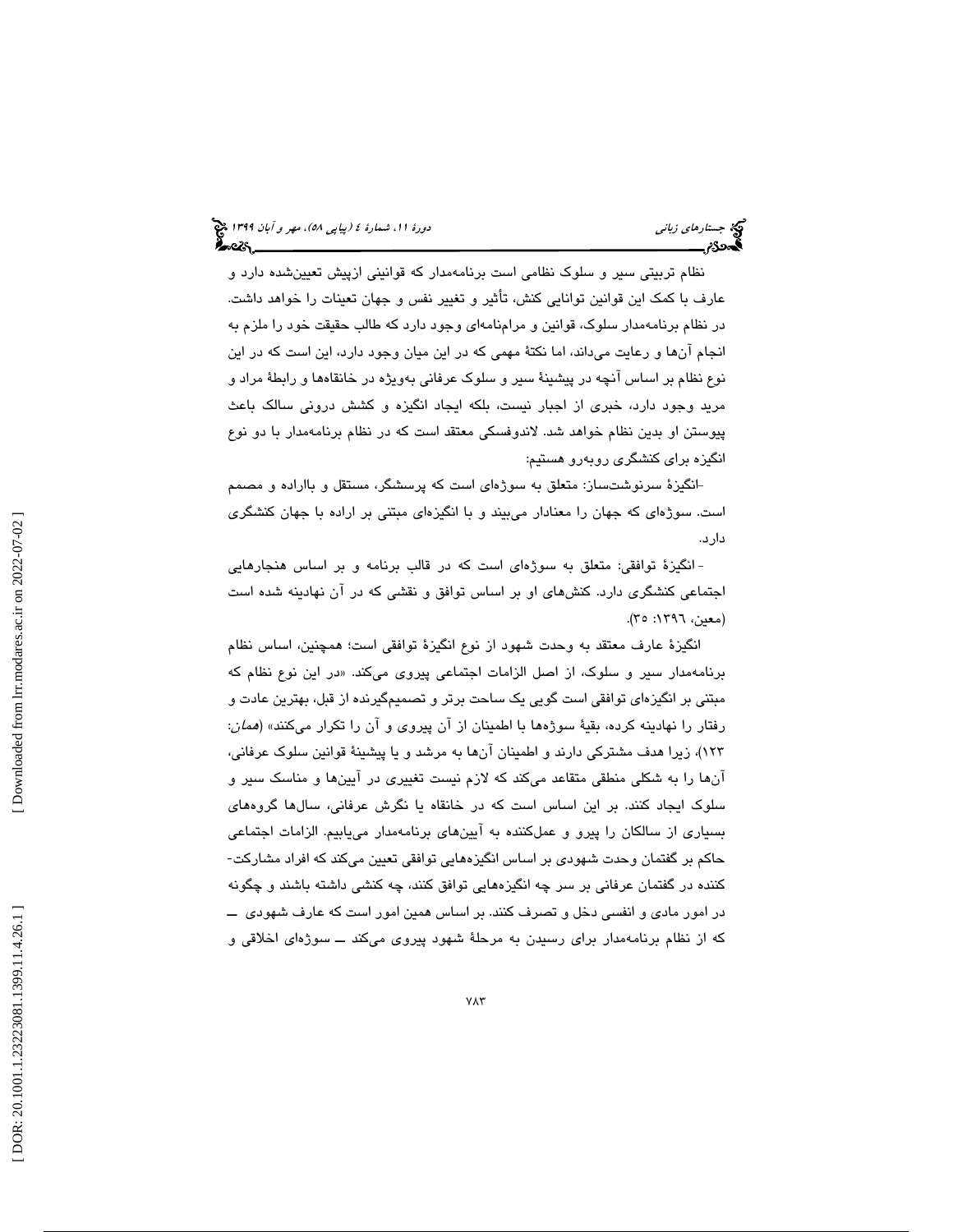نظام تربیتی سیر و سلوک نظامی است برنامه‌مدار که قوانینی ازپیش تعیین‌شده دارد و عارف با کمک این قوانین توانایی کنش، تأثیر و تغییر نفس و جهان تعینات را خواهد داشت. در نظام برنامه‌مدار سلوک، قوانین و مرامنامه‌ای وجود دارد که طالب حقیقت خود را ملزم به انجام آن‌ها و رعایت می‌داند، اما نکتهٔ مهمی که در این میان وجود دارد، این است که در این نوع نظام بر اساس آنچه در پیشینهٔ سیر و سلوک عرفانی به‌ویژه در خانقاه‌ها و رابطهٔ مراد و مرید وجود دارد، خبری از اجبار نیست، بلکه ایجاد انگیزه و کشش درونی سالک باعث پیوستن او بدین نظام خواهد شد. لاندوفسکی معتقد است که در نظام برنامه‌مدار با دو نوع انگیزه برای کنشگری روبه‌رو هستیم:

-انگیزهٔ سرنوشت‌ساز: متعلق به سوژه‌ای است که پرسشگر، مستقل و بااراده و مصمم است. سوژه‌ای که جهان را معنادار می‌بیند و با انگیزه‌ای مبتنی بر اراده با جهان کنشگری دارد.

- انگیزهٔ توافقی: متعلق به سوژه‌ای است که در قالب برنامه و بر اساس هنجارهایی اجتماعی کنشگری دارد. کنش‌های او بر اساس توافق و نقشی که در آن نهادینه شده است (معین، ۱۳۹۶: ۳۵).

انگیزهٔ عارف معتقد به وحدت شهود از نوع انگیزهٔ توافقی است؛ همچنین، اساس نظام برنامه‌مدار سیر و سلوک، از اصل الزامات اجتماعی پیروی می‌کند. «در این نوع نظام که مبتنی بر انگیزه‌ای توافقی است گویی یک ساحت برتر و تصمیم‌گیرنده از قبل، بهترین عادت و رفتار را نهادینه کرده، بقیهٔ سوژه‌ها با اطمینان از آن پیروی و آن را تکرار می‌کنند» (*همان*: ۱۲۳)، زیرا هدف مشترکی دارند و اطمینان آن‌ها به مرشد و یا پیشینهٔ قوانین سلوک عرفانی، آن‌ها را به شکلی منطقی متقاعد می‌کند که لازم نیست تغییری در آیین‌ها و مناسک سیر و سلوک ایجاد کنند. بر این اساس است که در خانقاه یا نگرش عرفانی، سال‌ها گروه‌های بسیاری از سالکان را پیرو و عمل‌کننده به آیین‌های برنامه‌مدار می‌یابیم. الزامات اجتماعی حاکم بر گفتمان وحدت شهودی بر اساس انگیزه‌هایی توافقی تعیین می‌کند که افراد مشارکت‌کننده در گفتمان عرفانی بر سر چه انگیزه‌هایی توافق کنند، چه کنشی داشته باشند و چگونه در امور مادی و انفسی دخل و تصرف کنند. بر اساس همین امور است که عارف شهودی ــ که از نظام برنامه‌مدار برای رسیدن به مرحلهٔ شهود پیروی می‌کند ــ سوژه‌ای اخلاقی و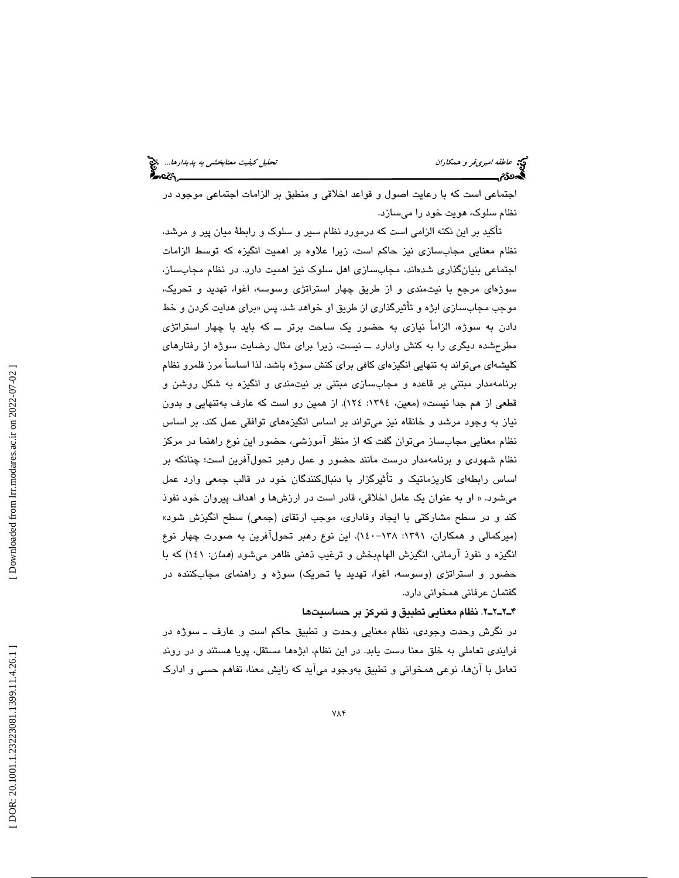اجتماعی است که با رعایت اصول و قواعد اخلاقی و منطبق بر الزامات اجتماعی موجود در نظام سلوک، هویت خود را می‌سازد.

تأکید بر این نکته الزامی است که درمورد نظام سیر و سلوک و رابطهٔ میان پیر و مرشد، نظام معنایی مجاب‌سازی نیز حاکم است، زیرا علاوه بر اهمیت انگیزه که توسط الزامات اجتماعی بنیان‌گذاری شده‌اند، مجاب‌سازی اهل سلوک نیز اهمیت دارد. در نظام مجاب‌ساز، سوژه‌ای مرجع با نیت‌مندی و از طریق چهار استراتژی وسوسه، اغوا، تهدید و تحریک، موجب مجاب‌سازی ابژه و تأثیرگذاری از طریق او خواهد شد. پس «برای هدایت کردن و خط دادن به سوژه، الزاماً نیازی به حضور یک ساحت برتر ــ که باید با چهار استراتژی مطرح‌شده دیگری را به کنش وادارد ــ نیست، زیرا برای مثال رضایت سوژه از رفتارهای کلیشه‌ای می‌تواند به تنهایی انگیزه‌ای کافی برای کنش سوژه باشد. لذا اساساً مرز قلمرو نظام برنامه‌مدار مبتنی بر قاعده و مجاب‌سازی مبتنی بر نیت‌مندی و انگیزه به شکل روشن و قطعی از هم جدا نیست» (معین، ١٣٩٤: ١٢٤). از همین رو است که عارف به‌تنهایی و بدون نیاز به وجود مرشد و خانقاه نیز می‌تواند بر اساس انگیزه‌های توافقی عمل کند. بر اساس نظام معنایی مجاب‌ساز می‌توان گفت که از منظر آموزشی، حضور این نوع راهنما در مرکز نظام شهودی و برنامه‌مدار درست مانند حضور و عمل رهبر تحول‌آفرین است؛ چنانکه بر اساس رابطه‌ای کاریزماتیک و تأثیرگذار با دنبال‌کنندگان خود در قالب جمعی وارد عمل می‌شود. « او به عنوان یک عامل اخلاقی، قادر است در ارزش‌ها و اهداف پیروان خود نفوذ کند و در سطح مشارکتی با ایجاد وفاداری، موجب ارتقای (جمعی) سطح انگیزش شود» (میرکمالی و همکاران، ١٣٩١: ١٣٨-١٤٠). این نوع رهبر تحول‌آفرین به صورت چهار نوع انگیزه و نفوذ آرمانی، انگیزش الهام‌بخش و ترغیب ذهنی ظاهر می‌شود (*همان*: ١٤١) که با حضور و استراتژی (وسوسه، اغوا، تهدید یا تحریک) سوژه و راهنمای مجاب‌کننده در گفتمان عرفانی همخوانی دارد.

**۴ـ۲ـ۲ـ۲. نظام معنایی تطبیق و تمرکز بر حساسیت‌ها**

در نگرش وحدت وجودی، نظام معنایی وحدت و تطبیق حاکم است و عارف ـ سوژه در فرایندی تعاملی به خلق معنا دست یابد. در این نظام، ابژه‌ها مستقل، پویا هستند و در روند تعامل با آن‌ها، نوعی همخوانی و تطبیق به‌وجود می‌آید که زایش معنا، تفاهم حسی و ادارک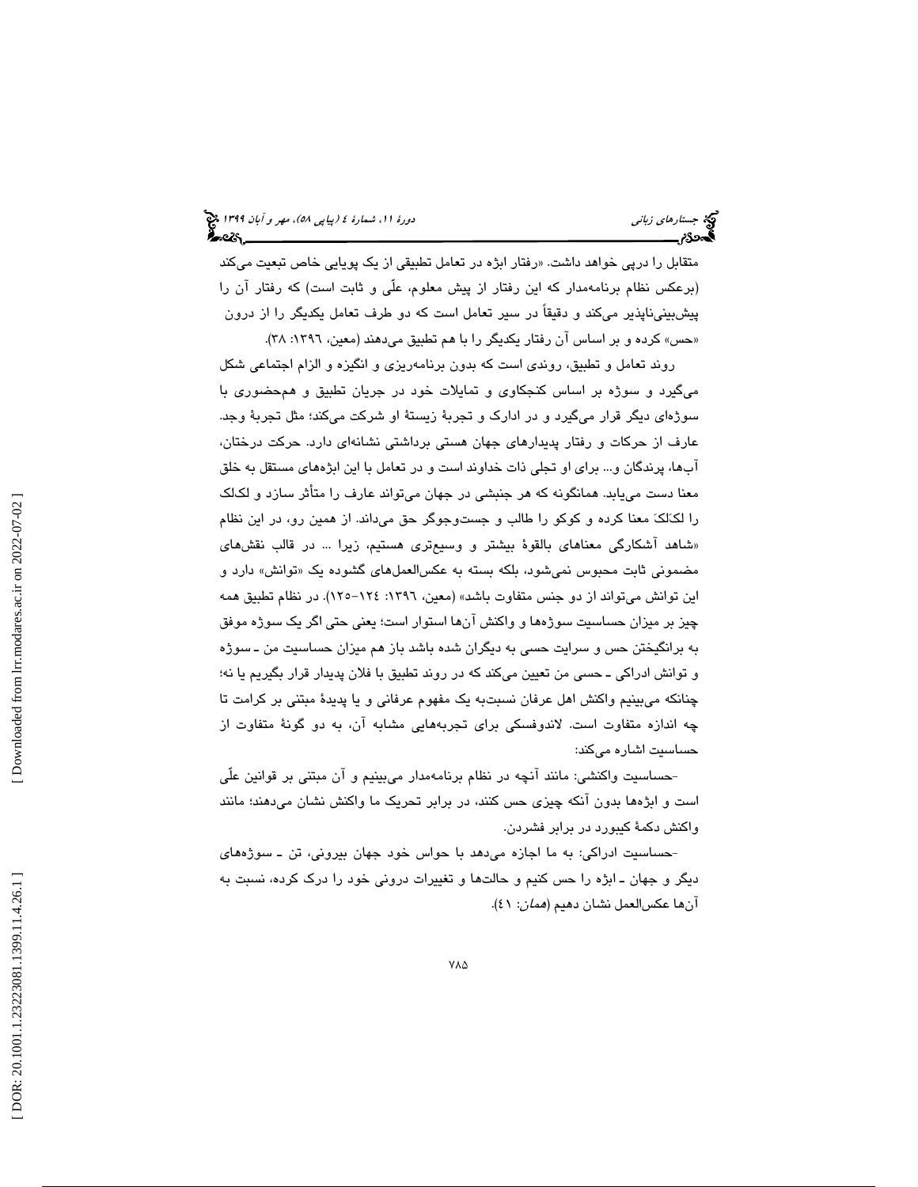متقابل را درپی خواهد داشت. «رفتار ابژه در تعامل تطبیقی از یک پویایی خاص تبعیت می‌کند (برعکس نظام برنامه‌مدار که این رفتار از پیش معلوم، علّی و ثابت است) که رفتار آن را پیش‌بینی‌ناپذیر می‌کند و دقیقاً در سیر تعامل است که دو طرف تعامل یکدیگر را از درون «حس» کرده و بر اساس آن رفتار یکدیگر را با هم تطبیق می‌دهند (معین، ۱۳۹٦: ۳۸).

روند تعامل و تطبیق، روندی است که بدون برنامه‌ریزی و انگیزه و الزام اجتماعی شکل می‌گیرد و سوژه بر اساس کنجکاوی و تمایلات خود در جریان تطبیق و هم‌حضوری با سوژه‌ای دیگر قرار می‌گیرد و در ادارک و تجربهٔ زیستهٔ او شرکت می‌کند؛ مثل تجربهٔ وجد. عارف از حرکات و رفتار پدیدارهای جهان هستی برداشتی نشانه‌ای دارد. حرکت درختان، آب‌ها، پرندگان و... برای او تجلی ذات خداوند است و در تعامل با این ابژه‌های مستقل به خلق معنا دست می‌یابد. همانگونه که هر جنبشی در جهان می‌تواند عارف را متأثر سازد و لک‌لک را لکَلکَ معنا کرده و کوکو را طالب و جست‌وجوگر حق می‌داند. از همین رو، در این نظام «شاهد آشکارگی معناهای بالقوهٔ بیشتر و وسیع‌تری هستیم، زیرا ... در قالب نقش‌های مضمونی ثابت محبوس نمی‌شود، بلکه بسته به عکس‌العمل‌های گشوده یک «توانش» دارد و این توانش می‌تواند از دو جنس متفاوت باشد» (معین، ۱۳۹٦: ۱۲٤-۱۲۵). در نظام تطبیق همه چیز بر میزان حساسیت سوژه‌ها و واکنش آن‌ها استوار است؛ یعنی حتی اگر یک سوژه موفق به برانگیختن حس و سرایت حسی به دیگران شده باشد باز هم میزان حساسیت من ـ سوژه و توانش ادراکی ـ حسی من تعیین می‌کند که در روند تطبیق با فلان پدیدار قرار بگیریم یا نه؛ چنانکه می‌بینیم واکنش اهل عرفان نسبت‌به یک مفهوم عرفانی و یا پدیدهٔ مبتنی بر کرامت تا چه اندازه متفاوت است. لاندوفسکی برای تجربه‌هایی مشابه آن، به دو گونهٔ متفاوت از حساسیت اشاره می‌کند:

-حساسیت واکنشی: مانند آنچه در نظام برنامه‌مدار می‌بینیم و آن مبتنی بر قوانین علّی است و ابژه‌ها بدون آنکه چیزی حس کنند، در برابر تحریک ما واکنش نشان می‌دهند؛ مانند واکنش دکمهٔ کیبورد در برابر فشردن.

-حساسیت ادراکی: به ما اجازه می‌دهد با حواس خود جهان بیرونی، تن ـ سوژه‌های دیگر و جهان ـ ابژه را حس کنیم و حالت‌ها و تغییرات درونی خود را درک کرده، نسبت به آن‌ها عکس‌العمل نشان دهیم (*همان*: ٤۱).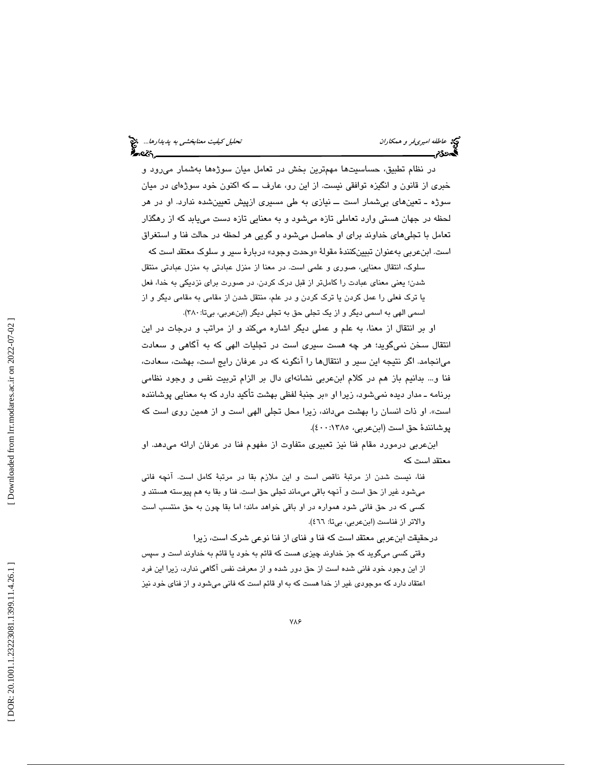در نظام تطبیق، حساسیت‌ها مهم‌ترین بخش در تعامل میان سوژه‌ها به‌شمار می‌رود و خبری از قانون و انگیزه توافقی نیست. از این رو، عارف ــ که اکنون خود سوژه‌ای در میان سوژه ـ تعین‌های بی‌شمار است ــ نیازی به طی مسیری ازپیش تعیین‌شده ندارد. او در هر لحظه در جهان هستی وارد تعاملی تازه می‌شود و به معنایی تازه دست می‌یابد که از رهگذار تعامل با تجلی‌های خداوند برای او حاصل می‌شود و گویی هر لحظه در حالت فنا و استغراق است. ابن‌عربی به‌عنوان تبیین‌کنندهٔ مقولهٔ «وحدت وجود» دربارهٔ سیر و سلوک معتقد است که

> سلوک، انتقال معنایی، صوری و علمی است. در معنا از منزل عبادتی به منزل عبادتی منتقل شدن؛ یعنی معنای عبادت را کامل‌تر از قبل درک کردن. در صورت برای نزدیکی به خدا، فعل یا ترک فعلی را عمل کردن یا ترک کردن و در علم، منتقل شدن از مقامی به مقامی دیگر و از اسمی الهی به اسمی دیگر و از یک تجلی حق به تجلی دیگر (ابن‌عربی، بی‌تا: ۳۸۰).

او بر انتقال از معنا، به علم و عملی دیگر اشاره می‌کند و از مراتب و درجات در این انتقال سخن نمی‌گوید؛ هر چه هست سیری است در تجلیات الهی که به آگاهی و سعادت می‌انجامد. اگر نتیجه این سیر و انتقال‌ها را آنگونه که در عرفان رایج است، بهشت، سعادت، فنا و... بدانیم باز هم در کلام ابن‌عربی نشانه‌ای دال بر الزام تربیت نفس و وجود نظامی برنامه ـ مدار دیده نمی‌شود، زیرا او «بر جنبهٔ لفظی بهشت تأکید دارد که به معنایی پوشاننده است». او ذات انسان را بهشت می‌داند، زیرا محل تجلی الهی است و از همین روی است که پوشانندهٔ حق است (ابن‌عربی، ۱۳۸۵: ٤٠٠).

ابن‌عربی درمورد مقام فنا نیز تعبیری متفاوت از مفهوم فنا در عرفان ارائه می‌دهد. او معتقد است که

> فنا، نیست شدن از مرتبهٔ ناقص است و این ملازم بقا در مرتبهٔ کامل است. آنچه فانی می‌شود غیر از حق است و آنچه باقی می‌ماند تجلی حق است. فنا و بقا به هم پیوسته هستند و کسی که در حق فانی شود همواره در او باقی خواهد ماند؛ اما بقا چون به حق منتسب است والاتر از فناست (ابن‌عربی، بی‌تا: ٤٦٦).

درحقیقت ابن‌عربی معتقد است که فنا و فنای از فنا نوعی شرک است، زیرا

> وقتی کسی می‌گوید که جز خداوند چیزی هست که قائم به خود یا قائم به خداوند است و سپس از این وجود خود فانی شده است از حق دور شده و از معرفت نفس آگاهی ندارد، زیرا این فرد اعتقاد دارد که موجودی غیر از خدا هست که به او قائم است که فانی می‌شود و از فنای خود نیز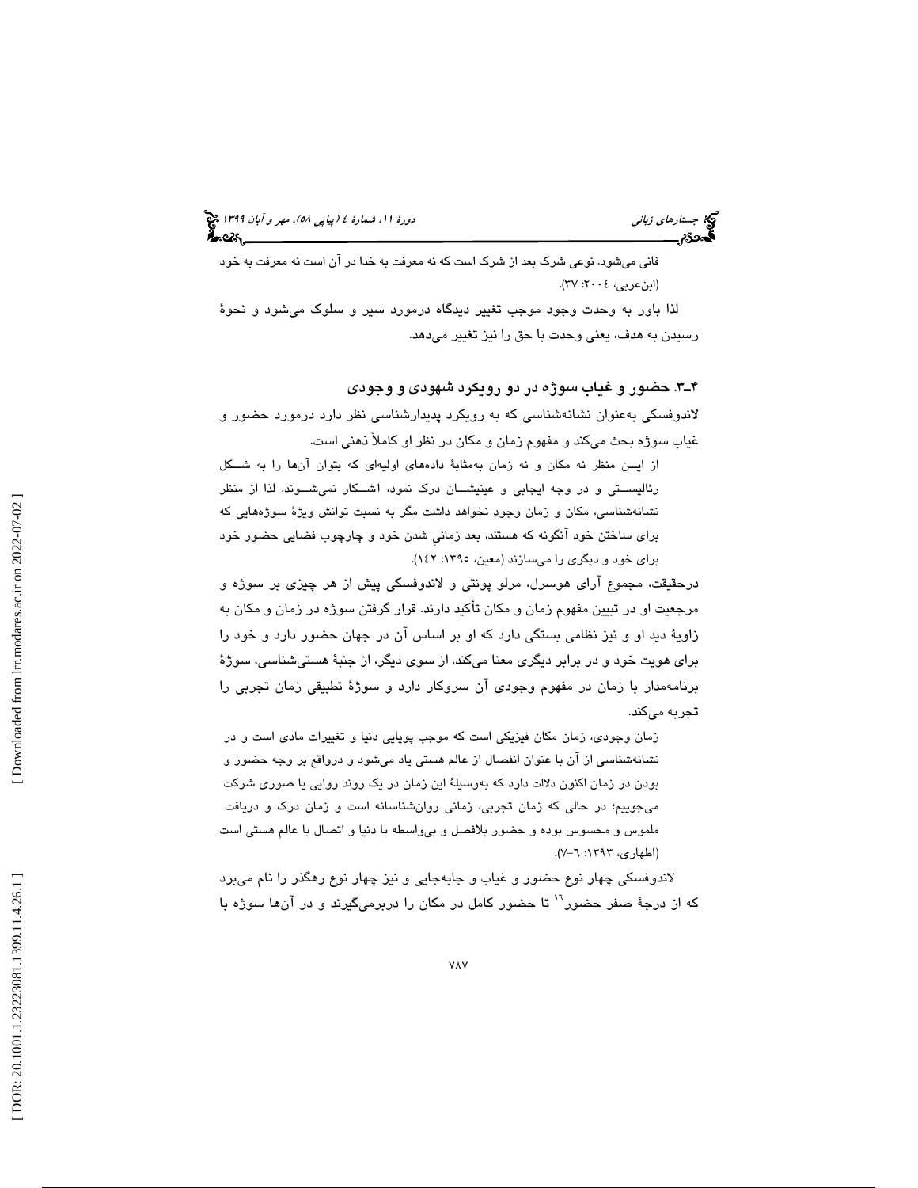فانی می‌شود. نوعی شرک بعد از شرک است که نه معرفت به خدا در آن است نه معرفت به خود (ابن‌عربی، ٢٠٠٤: ٣٧).

لذا باور به وحدت وجود موجب تغییر دیدگاه درمورد سیر و سلوک می‌شود و نحوهٔ رسیدن به هدف، یعنی وحدت با حق را نیز تغییر می‌دهد.

### ۴ـ۳. حضور و غیاب سوژه در دو رویکرد شهودی و وجودی

لاندوفسکی به‌عنوان نشانه‌شناسی که به رویکرد پدیدارشناسی نظر دارد درمورد حضور و غیاب سوژه بحث می‌کند و مفهوم زمان و مکان در نظر او کاملاً ذهنی است.

> از ایـن منظر نه مکان و نه زمان به‌مثابهٔ داده‌های اولیه‌ای که بتوان آن‌ها را به شـکل رئالیسـتی و در وجه ایجابی و عینیشـان درک نمود، آشـکار نمی‌شـوند. لذا از منظر نشانه‌شناسی، مکان و زمان وجود نخواهد داشت مگر به نسبت توانش ویژهٔ سوژه‌هایی که برای ساختن خود آنگونه که هستند، بعد زمانیِ شدن خود و چارچوب فضایی حضور خود برای خود و دیگری را می‌سازند (معین، ١٣٩٥: ١٤٢).

درحقیقت، مجموع آرای هوسرل، مرلو پونتی و لاندوفسکی پیش از هر چیزی بر سوژه و مرجعیت او در تبیین مفهوم زمان و مکان تأکید دارند. قرار گرفتن سوژه در زمان و مکان به زاویهٔ دید او و نیز نظامی بستگی دارد که او بر اساس آن در جهان حضور دارد و خود را برای هویت خود و در برابر دیگری معنا می‌کند. از سوی دیگر، از جنبهٔ هستی‌شناسی، سوژهٔ برنامه‌مدار با زمان در مفهوم وجودی آن سروکار دارد و سوژهٔ تطبیقی زمان تجربی را تجربه می‌کند.

> زمان وجودی، زمان مکان فیزیکی است که موجب پویایی دنیا و تغییرات مادی است و در نشانه‌شناسی از آن با عنوان انفصال از عالم هستی یاد می‌شود و درواقع بر وجه حضور و بودن در زمان اکنون دلالت دارد که به‌وسیلهٔ این زمان در یک روند روایی یا صوری شرکت می‌جوییم؛ در حالی که زمان تجربی، زمانی روان‌شناسانه است و زمان درک و دریافت ملموس و محسوس بوده و حضور بلافصل و بی‌واسطه با دنیا و اتصال با عالم هستی است (اطهاری، ١٣٩٣: ٦-٧).

لاندوفسکی چهار نوع حضور و غیاب و جابه‌جایی و نیز چهار نوع رهگذر را نام می‌برد که از درجهٔ صفر حضور[16] تا حضور کامل در مکان را دربرمی‌گیرند و در آن‌ها سوژه با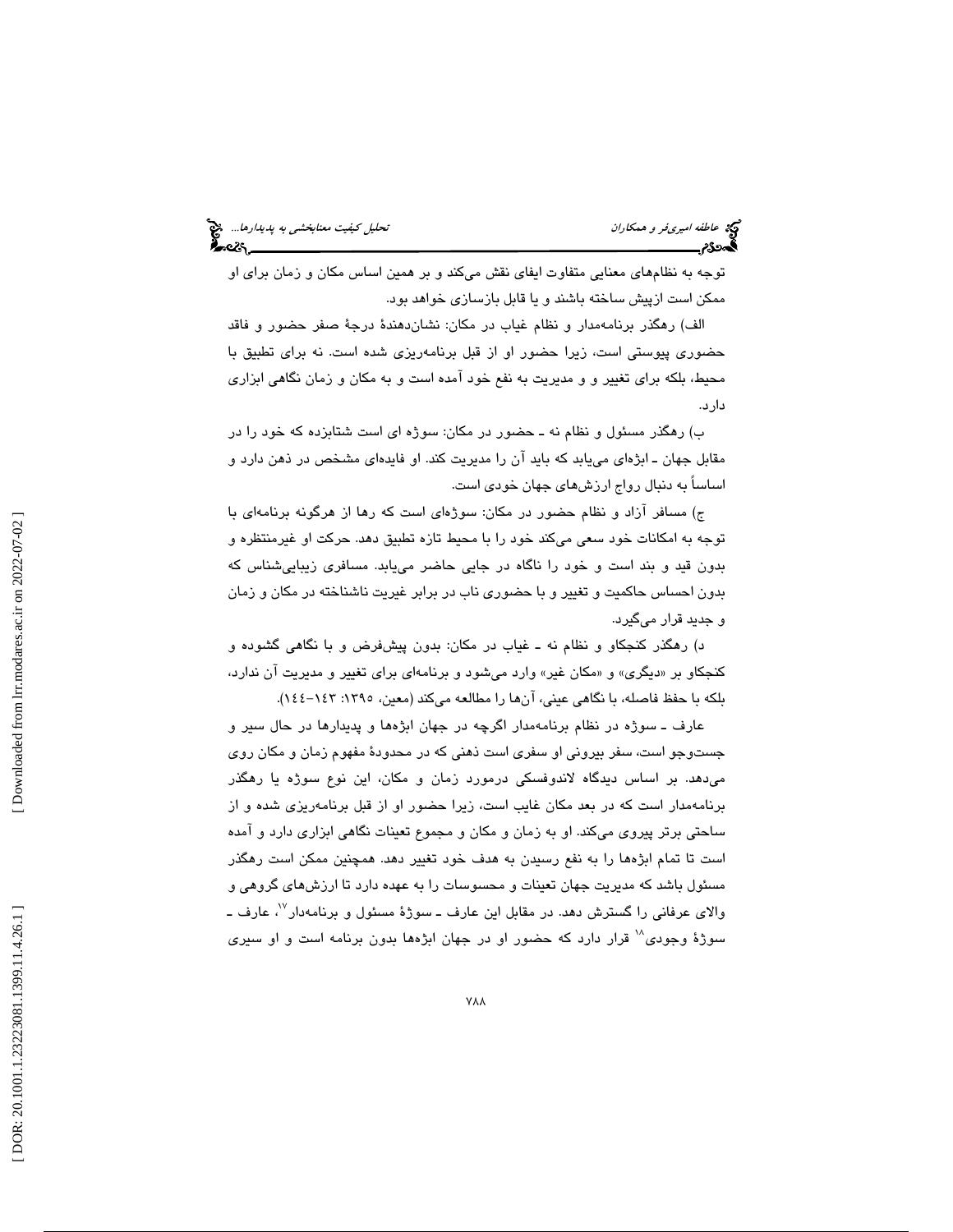توجه به نظام‌های معنایی متفاوت ایفای نقش می‌کند و بر همین اساس مکان و زمان برای او ممکن است ازپیش ساخته باشند و یا قابل بازسازی خواهد بود.

الف) رهگذر برنامه‌مدار و نظام غیاب در مکان: نشان‌دهندهٔ درجهٔ صفر حضور و فاقد حضوری پیوستی است، زیرا حضور او از قبل برنامه‌ریزی شده است. نه برای تطبیق با محیط، بلکه برای تغییر و و مدیریت به نفع خود آمده است و به مکان و زمان نگاهی ابزاری دارد.

ب) رهگذر مسئول و نظام نه ـ حضور در مکان: سوژه ای است شتابزده که خود را در مقابل جهان ـ ابژه‌ای می‌یابد که باید آن را مدیریت کند. او فایده‌ای مشخص در ذهن دارد و اساساً به دنبال رواج ارزش‌های جهان خودی است.

ج) مسافر آزاد و نظام حضور در مکان: سوژه‌ای است که رها از هرگونه برنامه‌ای با توجه به امکانات خود سعی می‌کند خود را با محیط تازه تطبیق دهد. حرکت او غیرمنتظره و بدون قید و بند است و خود را ناگاه در جایی حاضر می‌یابد. مسافری زیبایی‌شناس که بدون احساس حاکمیت و تغییر و با حضوری ناب در برابر غیریت ناشناخته در مکان و زمان و جدید قرار می‌گیرد.

د) رهگذر کنجکاو و نظام نه ـ غیاب در مکان: بدون پیش‌فرض و با نگاهی گشوده و کنجکاو بر «دیگری» و «مکان غیر» وارد می‌شود و برنامه‌ای برای تغییر و مدیریت آن ندارد، بلکه با حفظ فاصله، با نگاهی عینی، آن‌ها را مطالعه می‌کند (معین، ۱۳۹۵: ۱۴۳-۱۴٤).

عارف ـ سوژه در نظام برنامه‌مدار اگرچه در جهان ابژه‌ها و پدیدارها در حال سیر و جست‌وجو است، سفر بیرونی او سفری است ذهنی که در محدودهٔ مفهوم زمان و مکان روی می‌دهد. بر اساس دیدگاه لاندوفسکی درمورد زمان و مکان، این نوع سوژه یا رهگذر برنامه‌مدار است که در بعد مکان غایب است، زیرا حضور او از قبل برنامه‌ریزی شده و از ساحتی برتر پیروی می‌کند. او به زمان و مکان و مجموع تعینات نگاهی ابزاری دارد و آمده است تا تمام ابژه‌ها را به نفع رسیدن به هدف خود تغییر دهد. همچنین ممکن است رهگذر مسئول باشد که مدیریت جهان تعینات و محسوسات را به عهده دارد تا ارزش‌های گروهی و والای عرفانی را گسترش دهد. در مقابل این عارف ـ سوژهٔ مسئول و برنامه‌دار[۱۷]، عارف ـ سوژهٔ وجودی[۱۸] قرار دارد که حضور او در جهان ابژه‌ها بدون برنامه است و او سیری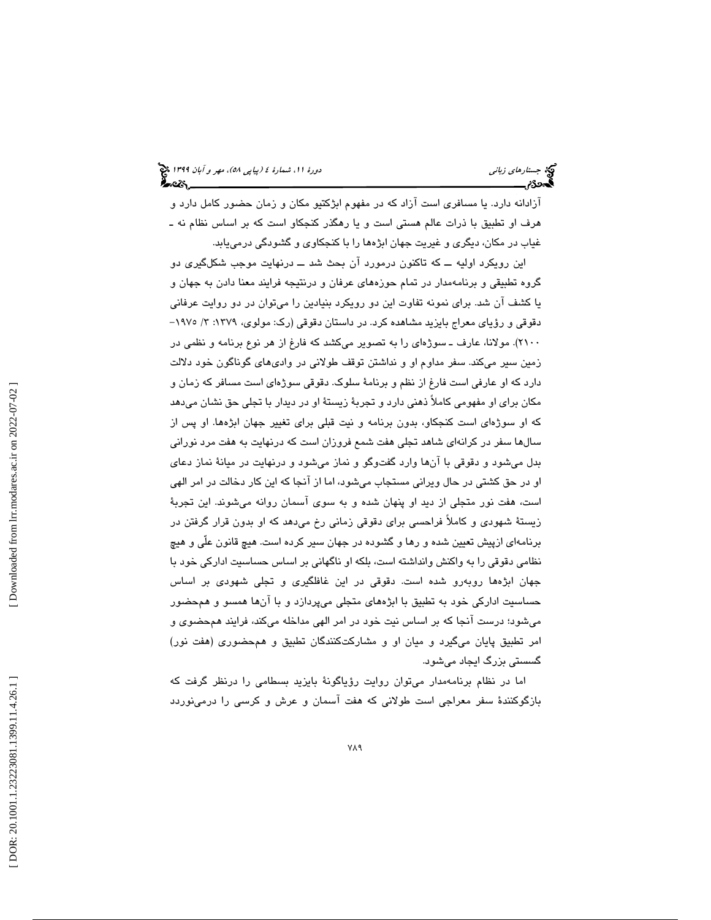آزادانه دارد. یا مسافری است آزاد که در مفهوم ابژکتیو مکان و زمان حضور کامل دارد و هرف او تطبیق با ذرات عالم هستی است و یا رهگذر کنجکاو است که بر اساس نظام نه ـ غیاب در مکان، دیگری و غیریت جهان ابژه‌ها را با کنجکاوی و گشودگی درمی‌یابد.

این رویکرد اولیه ــ که تاکنون درمورد آن بحث شد ــ درنهایت موجب شکل‌گیری دو گروه تطبیقی و برنامه‌مدار در تمام حوزه‌های عرفان و درنتیجه فرایند معنا دادن به جهان و یا کشف آن شد. برای نمونه تفاوت این دو رویکرد بنیادین را می‌توان در دو روایت عرفانی دقوقی و رؤیای معراج بایزید مشاهده کرد. در داستان دقوقی (رک: مولوی، ۱۳۷۹: ۳/ ۱۹۷۵– ۲۱۰۰). مولانا، عارف ـ سوژه‌ای را به تصویر می‌کشد که فارغ از هر نوع برنامه و نظمی در زمین سیر می‌کند. سفر مداوم او و نداشتن توقف طولانی در وادی‌های گوناگون خود دلالت دارد که او عارفی است فارغ از نظم و برنامهٔ سلوک. دقوقی سوژه‌ای است مسافر که زمان و مکان برای او مفهومی کاملاً ذهنی دارد و تجربهٔ زیستهٔ او در دیدار با تجلی حق نشان می‌دهد که او سوژه‌ای است کنجکاو، بدون برنامه و نیت قبلی برای تغییر جهان ابژه‌ها. او پس از سال‌ها سفر در کرانه‌ای شاهد تجلی هفت شمع فروزان است که درنهایت به هفت مرد نورانی بدل می‌شود و دقوقی با آن‌ها وارد گفت‌وگو و نماز می‌شود و درنهایت در میانهٔ نماز دعای او در حق کشتی در حال ویرانی مستجاب می‌شود، اما از آنجا که این کار دخالت در امر الهی است، هفت نور متجلی از دید او پنهان شده و به سوی آسمان روانه می‌شوند. این تجربهٔ زیستهٔ شهودی و کاملاً فراحسی برای دقوقی زمانی رخ می‌دهد که او بدون قرار گرفتن در برنامه‌ای ازپیش تعیین شده و رها و گشوده در جهان سیر کرده است. هیچ قانون علّی و هیچ نظامی دقوقی را به واکنش وانداشته است، بلکه او ناگهانی بر اساس حساسیت ادارکی خود با جهان ابژه‌ها روبه‌رو شده است. دقوقی در این غافلگیری و تجلی شهودی بر اساس حساسیت ادارکی خود به تطبیق با ابژه‌های متجلی می‌پردازد و با آن‌ها همسو و هم‌حضور می‌شود؛ درست آنجا که بر اساس نیت خود در امر الهی مداخله می‌کند، فرایند هم‌حضوی و امر تطبیق پایان می‌گیرد و میان او و مشارکت‌کنندگان تطبیق و هم‌حضوری (هفت نور) گسستی بزرگ ایجاد می‌شود.

اما در نظام برنامه‌مدار می‌توان روایت رؤیاگونهٔ بایزید بسطامی را درنظر گرفت که بازگوکنندهٔ سفر معراجی است طولانی که هفت آسمان و عرش و کرسی را درمی‌نوردد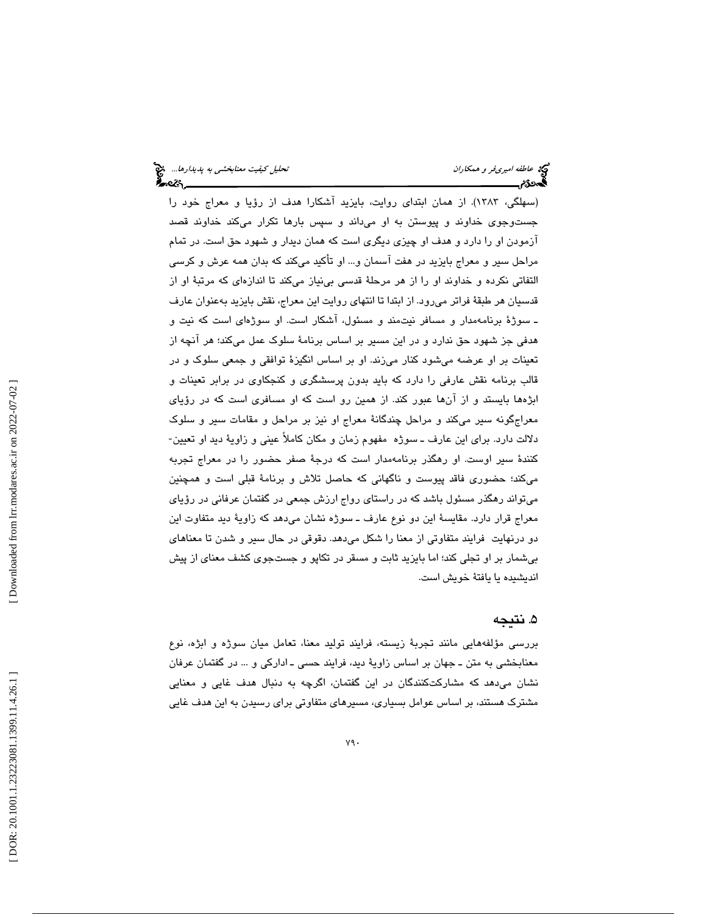(سهلگی، ۱۳۸۳). از همان ابتدای روایت، بایزید آشکارا هدف از رؤیا و معراج خود را جست‌وجوی خداوند و پیوستن به او می‌داند و سپس بارها تکرار می‌کند خداوند قصد آزمودن او را دارد و هدف او چیزی دیگری است که همان دیدار و شهود حق است. در تمام مراحل سیر و معراج بایزید در هفت آسمان و... او تأکید می‌کند که بدان همه عرش و کرسی التفاتی نکرده و خداوند او را از هر مرحلهٔ قدسی بی‌نیاز می‌کند تا اندازه‌ای که مرتبهٔ او از قدسیان هر طبقهٔ فراتر می‌رود. از ابتدا تا انتهای روایت این معراج، نقش بایزید به‌عنوان عارف ـ سوژهٔ برنامه‌مدار و مسافر نیت‌مند و مسئول، آشکار است. او سوژه‌ای است که نیت و هدفی جز شهود حق ندارد و در این مسیر بر اساس برنامهٔ سلوک عمل می‌کند؛ هر آنچه از تعینات بر او عرضه می‌شود کنار می‌زند. او بر اساس انگیزهٔ توافقی و جمعی سلوک و در قالب برنامه نقش عارفی را دارد که باید بدون پرسشگری و کنجکاوی در برابر تعینات و ابژه‌ها بایستد و از آن‌ها عبور کند. از همین رو است که او مسافری است که در رؤیای معراج‌گونه سیر می‌کند و مراحل چندگانهٔ معراج او نیز بر مراحل و مقامات سیر و سلوک دلالت دارد. برای این عارف ـ سوژه مفهوم زمان و مکان کاملاً عینی و زاویهٔ دید او تعیین‌کنندهٔ سیر اوست. او رهگذر برنامه‌مدار است که درجهٔ صفر حضور را در معراج تجربه می‌کند؛ حضوری فاقد پیوست و ناگهانی که حاصل تلاش و برنامهٔ قبلی است و همچنین می‌تواند رهگذر مسئول باشد که در راستای رواج ارزش جمعی در گفتمان عرفانی در رؤیای معراج قرار دارد. مقایسهٔ این دو نوع عارف ـ سوژه نشان می‌دهد که زاویهٔ دید متفاوت این دو درنهایت فرایند متفاوتی از معنا را شکل می‌دهد. دقوقی در حال سیر و شدن تا معناهای بی‌شمار بر او تجلی کند؛ اما بایزید ثابت و مسقر در تکاپو و جست‌جوی کشف معنای از پیش اندیشیده یا یافتهٔ خویش است.

## ۵. نتیجه

بررسی مؤلفه‌هایی مانند تجربهٔ زیسته، فرایند تولید معنا، تعامل میان سوژه و ابژه، نوع معنابخشی به متن ـ جهان بر اساس زاویهٔ دید، فرایند حسی ـ ادراکی و ... در گفتمان عرفان نشان می‌دهد که مشارکت‌کنندگان در این گفتمان، اگرچه به دنبال هدف غایی و معنایی مشترک هستند، بر اساس عوامل بسیاری، مسیرهای متفاوتی برای رسیدن به این هدف غایی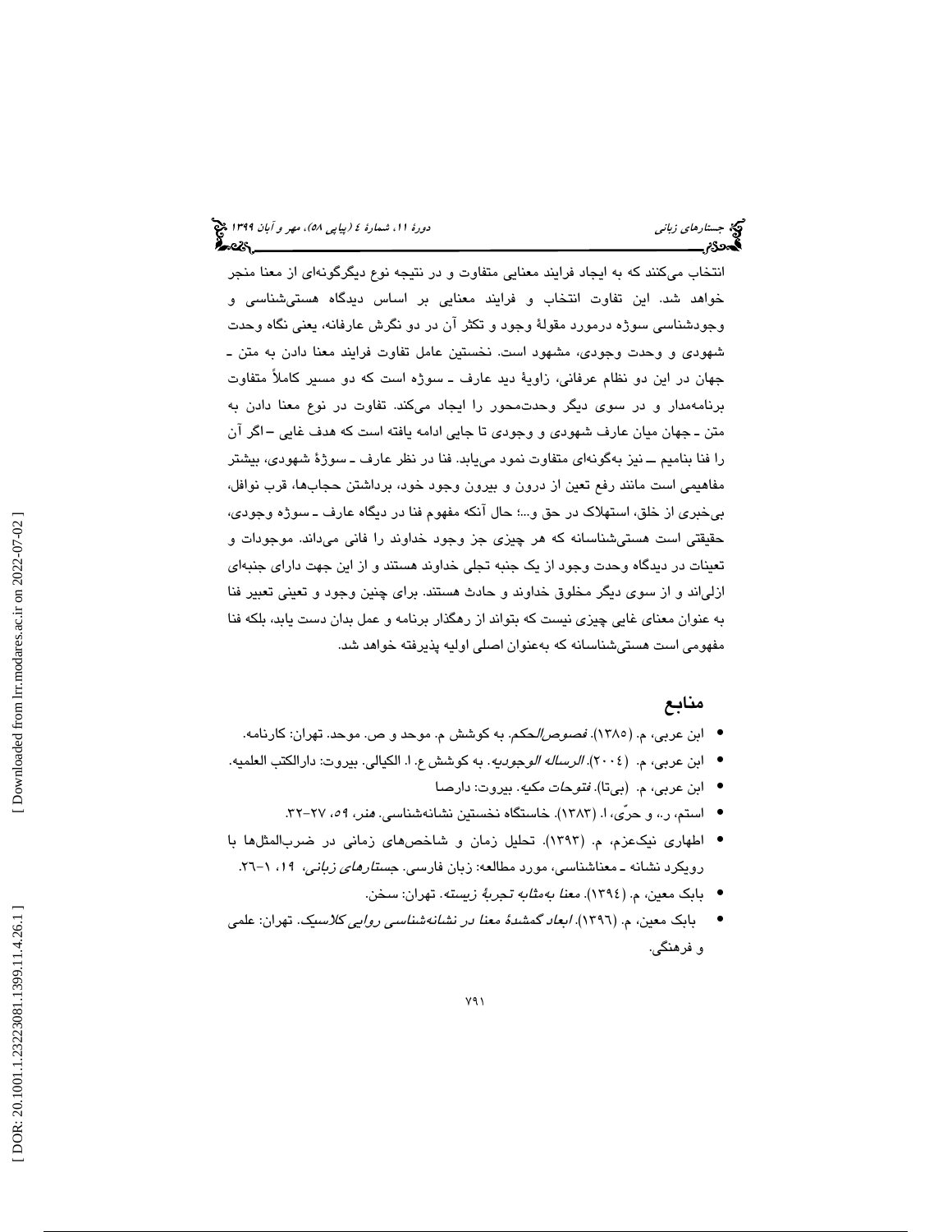انتخاب می‌کنند که به ایجاد فرایند معنایی متفاوت و در نتیجه نوع دیگرگونه‌ای از معنا منجر خواهد شد. این تفاوت انتخاب و فرایند معنایی بر اساس دیدگاه هستی‌شناسی و وجودشناسی سوژه درمورد مقولهٔ وجود و تکثر آن در دو نگرش عارفانه، یعنی نگاه وحدت شهودی و وحدت وجودی، مشهود است. نخستین عامل تفاوت فرایند معنا دادن به متن ـ جهان در این دو نظام عرفانی، زاویهٔ دید عارف ـ سوژه است که دو مسیر کاملاً متفاوت برنامه‌مدار و در سوی دیگر وحدت‌محور را ایجاد می‌کند. تفاوت در نوع معنا دادن به متن ـ جهان میان عارف شهودی و وجودی تا جایی ادامه یافته است که هدف غایی –اگر آن را فنا بنامیم ــ نیز به‌گونه‌ای متفاوت نمود می‌یابد. فنا در نظر عارف ـ سوژهٔ شهودی، بیشتر مفاهیمی است مانند رفع تعین از درون و بیرون وجود خود، برداشتن حجاب‌ها، قرب نوافل، بی‌خبری از خلق، استهلاک در حق و...؛ حال آنکه مفهوم فنا در دیگاه عارف ـ سوژه وجودی، حقیقتی است هستی‌شناسانه که هر چیزی جز وجود خداوند را فانی می‌داند. موجودات و تعینات در دیدگاه وحدت وجود از یک جنبه تجلی خداوند هستند و از این جهت دارای جنبه‌ای ازلی‌اند و از سوی دیگر مخلوق خداوند و حادث هستند. برای چنین وجود و تعینی تعبیر فنا به عنوان معنای غایی چیزی نیست که بتواند از رهگذار برنامه و عمل بدان دست یابد، بلکه فنا مفهومی است هستی‌شناسانه که به‌عنوان اصلی اولیه پذیرفته خواهد شد.

## منابع

- ابن عربی، م. (۱۳۸۵). *فصوص‌الحکم*. به کوشش م. موحد و ص. موحد. تهران: کارنامه.
- ابن عربی، م. (۲۰۰٤). *الرساله الوجودیه*. به کوشش ع. ا. الکیالی. بیروت: دارالکتب العلمیه.
- ابن عربی، م. (بی‌تا). *فتوحات مکیه*. بیروت: دارصا
- استم، ر.، و حرّی، ا. (۱۳۸۳). خاستگاه نخستین نشانه‌شناسی. *هنر*، ۵۹، ۲۷-۳۲.
- اطهاری نیک‌عزم، م. (۱۳۹۳). تحلیل زمان و شاخص‌های زمانی در ضرب‌المثل‌ها با رویکرد نشانه ـ معناشناسی، مورد مطالعه: زبان فارسی. *جستارهای زبانی*، ۱۹، ۱-۲٦.
- بابک معین، م. (۱۳۹٤). *معنا به‌مثابه تجربهٔ زیسته*. تهران: سخن.
- بابک معین، م. (۱۳۹٦). *ابعاد گمشدهٔ معنا در نشانه‌شناسی روایی کلاسیک*. تهران: علمی و فرهنگی.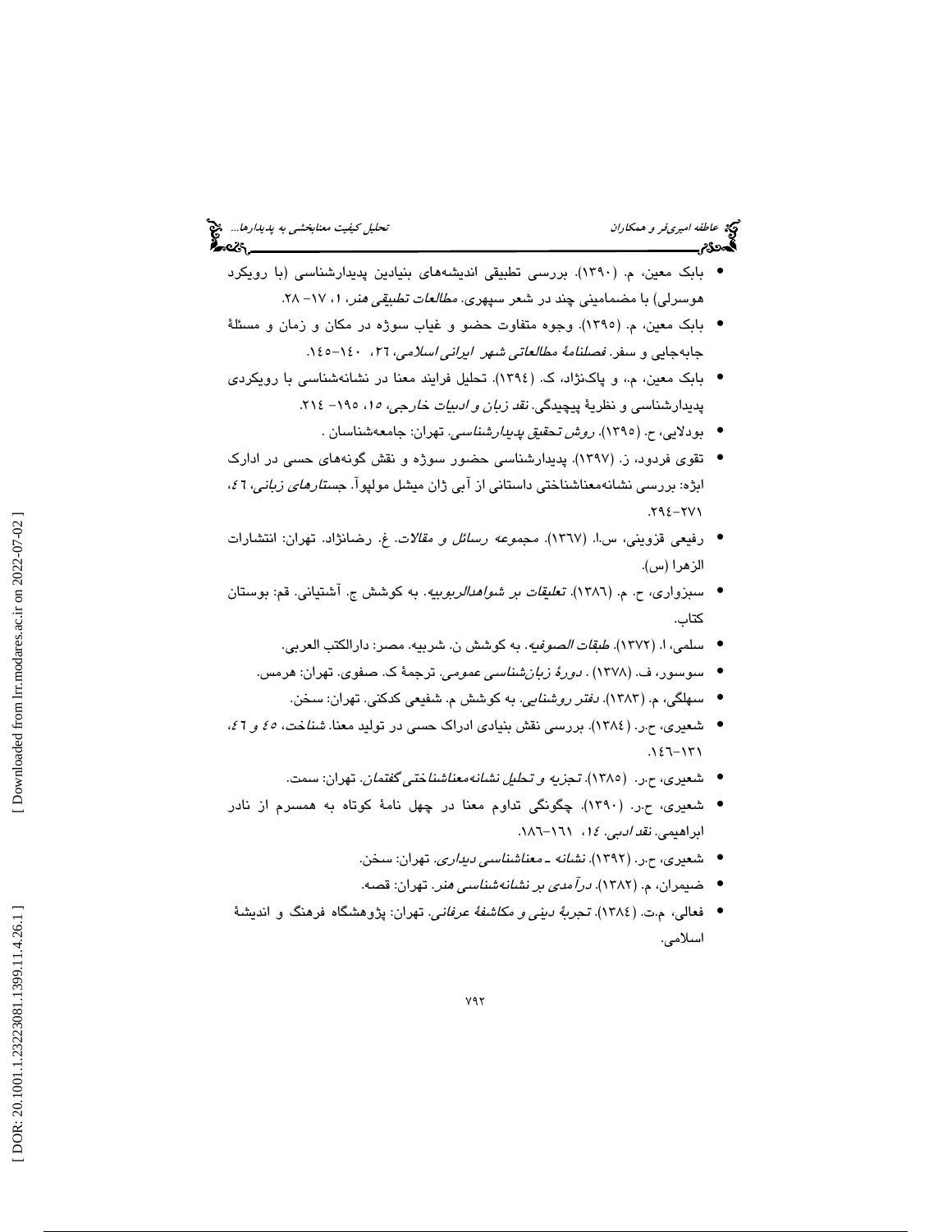- بابک معین، م. (۱۳۹۰). بررسی تطبیقی اندیشه‌های بنیادین پدیدارشناسی (با رویکرد هوسرلی) با مضامینی چند در شعر سپهری. *مطالعات تطبیقی هنر*، ۱، ۱۷– ۲۸.
- بابک معین، م. (۱۳۹۵). وجوه متفاوت حضو و غیاب سوژه در مکان و زمان و مسئلهٔ جابه‌جایی و سفر. *فصلنامهٔ مطالعاتی شهر ایرانی اسلامی*، ۲٦، ۱٤۰–۱٤٥.
- بابک معین، م.، و پاک‌نژاد، ک. (۱۳۹٤). تحلیل فرایند معنا در نشانه‌شناسی با رویکردی پدیدارشناسی و نظریهٔ پیچیدگی. *نقد زبان و ادبیات خارجی*، ۱٥، ۱۹٥– ۲۱٤.
- بودلایی، ح. (۱۳۹٥). *روش تحقیق پدیدارشناسی*. تهران: جامعه‌شناسان .
- تقوی فردود، ز. (۱۳۹۷). پدیدارشناسی حضور سوژه و نقش گونه‌های حسی در ادارک ابژه: بررسی نشانه‌معناشناختی داستانی از آبی ژان میشل مولپوآ. *جستارهای زبانی*، ٤٦، ۲۷۱–۲۹٤.
- رفیعی قزوینی، س.ا. (۱۳٦۷). *مجموعه رسائل و مقالات*. غ. رضانژاد. تهران: انتشارات الزهرا (س).
- سبزواری، ح. م. (۱۳۸٦). *تعلیقات بر شواهدالربوبیه*. به کوشش ج. آشتیانی. قم: بوستان کتاب.
- سلمی، ا. (۱۳۷۲). *طبقات الصوفیه*. به کوشش ن. شربیه. مصر: دارالکتب العربی.
- سوسور، ف. (۱۳۷۸) . *دورهٔ زبان‌شناسی عمومی*. ترجمهٔ ک. صفوی. تهران: هرمس.
- سهلگی، م. (۱۳۸۳). *دفتر روشنایی*. به کوشش م. شفیعی کدکنی. تهران: سخن.
- شعیری، ح.ر. (۱۳۸٤). بررسی نقش بنیادی ادراک حسی در تولید معنا. *شناخت*، ٤٥ و ٤٦، ۱۳۱–۱٤٦.
- شعیری، ح.ر. (۱۳۸٥). *تجزیه و تحلیل نشانه‌معناشناختی گفتمان*. تهران: سمت.
- شعیری، ح.ر. (۱۳۹۰). چگونگی تداوم معنا در چهل نامهٔ کوتاه به همسرم از نادر ابراهیمی. *نقد ادبی*. ۱٤، ۱٦۱–۱۸٦.
- شعیری، ح.ر. (۱۳۹۲). *نشانه ـ معناشناسی دیداری*. تهران: سخن.
- ضیمران، م. (۱۳۸۲). *درآمدی بر نشانه‌شناسی هنر*. تهران: قصه.
- فعالی، م.ت. (۱۳۸٤). *تجربهٔ دینی و مکاشفهٔ عرفانی*. تهران: پژوهشگاه فرهنگ و اندیشهٔ اسلامی.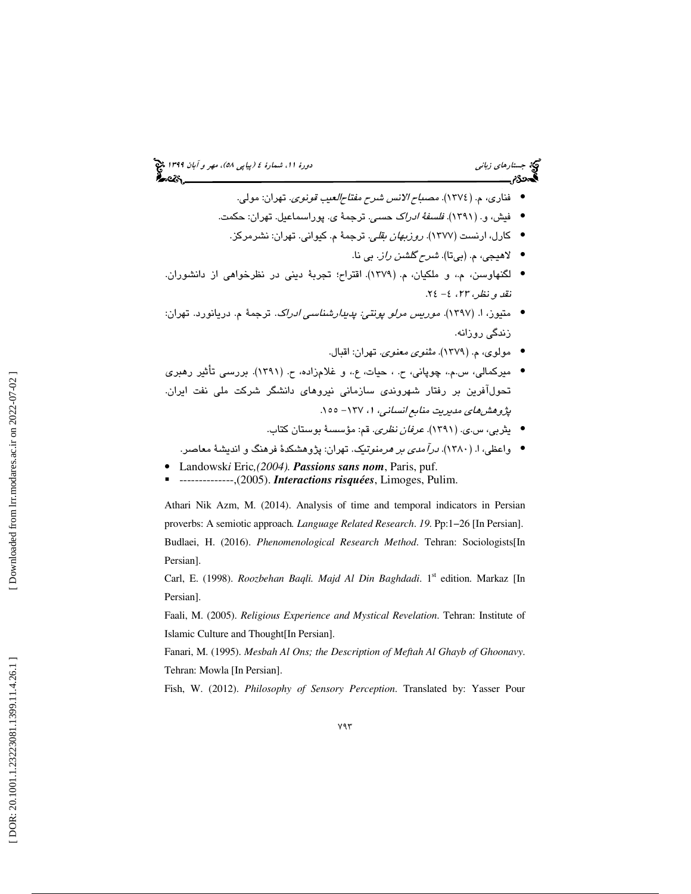- فناری، م. (۱۳۷٤). *مصباح الانس شرح مفتاح‌العیب قونوی*. تهران: مولی.
- فیش، و. (۱۳۹۱). *فلسفهٔ ادراک حسی*. ترجمهٔ ی. پوراسماعیل. تهران: حکمت.
- کارل، ارنست (۱۳۷۷). *روزبهان بقلی*. ترجمهٔ م. کیوانی. تهران: نشرمرکز.
- لاهیجی، م. (بی‌تا). *شرح گلشن راز*. بی نا.
- لگنهاوسن، م.، و ملکیان، م. (۱۳۷۹). اقتراح؛ تجربهٔ دینی در نظرخواهی از دانشوران. *نقد و نظر*، ۲۳، ٤- ۲٤.
- متیوز، ا. (۱۳۹۷). *موریس مرلو پونتی: پدیدارشناسی ادراک*. ترجمهٔ م. دریانورد. تهران: زندگی روزانه.
- مولوی، م. (۱۳۷۹). *مثنوی معنوی*. تهران: اقبال.
- میرکمالی، س.م.، چوپانی، ح. ، حیات، ع.، و غلام‌زاده، ح. (۱۳۹۱). بررسی تأثیر رهبری تحول‌آفرین بر رفتار شهروندی سازمانی نیروهای دانشگر شرکت ملی نفت ایران. *پژوهش‌های مدیریت منابع انسانی*، ۱، ۱۳۷- ۱۵۵.
- یثربی، س.ی. (۱۳۹۱). *عرفان نظری*. قم: مؤسسهٔ بوستان کتاب.
- واعظی، ا. (۱۳۸۰). *درآمدی بر هرمنوتیک*. تهران: پژوهشکدهٔ فرهنگ و اندیشهٔ معاصر.

- Landowski Eric,*(2004)*. ***Passions sans nom***, Paris, puf.
- --------------,(2005). ***Interactions risquées***, Limoges, Pulim.

Athari Nik Azm, M. (2014). Analysis of time and temporal indicators in Persian proverbs: A semiotic approach. *Language Related Research*. *19*. Pp:1–26 [In Persian].

Budlaei, H. (2016). *Phenomenological Research Method*. Tehran: Sociologists[In Persian].

Carl, E. (1998). *Roozbehan Baqli. Majd Al Din Baghdadi*. 1st edition. Markaz [In Persian].

Faali, M. (2005). *Religious Experience and Mystical Revelation*. Tehran: Institute of Islamic Culture and Thought[In Persian].

Fanari, M. (1995). *Mesbah Al Ons; the Description of Meftah Al Ghayb of Ghoonavy*. Tehran: Mowla [In Persian].

Fish, W. (2012). *Philosophy of Sensory Perception*. Translated by: Yasser Pour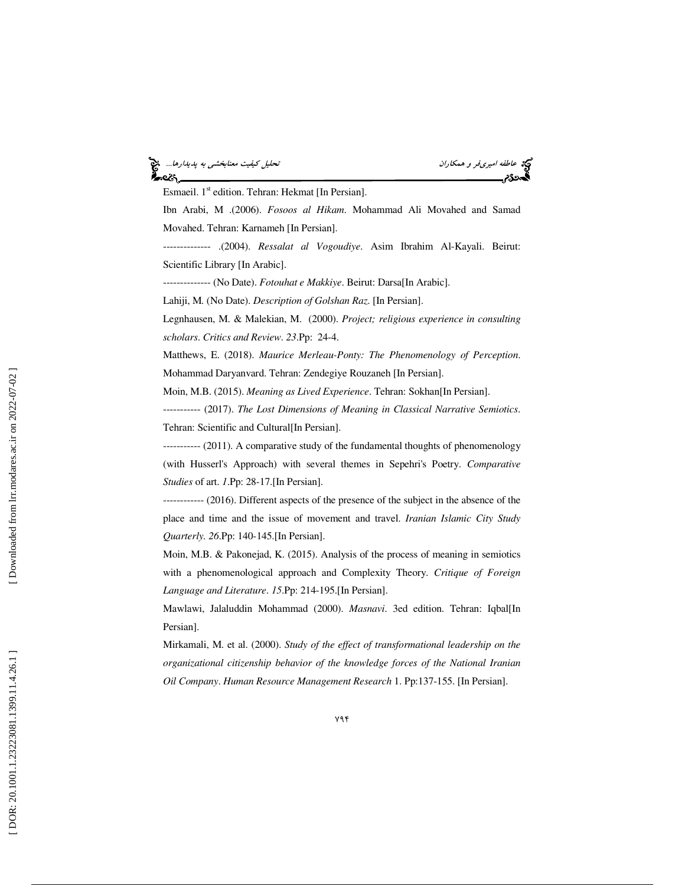Esmaeil. 1st edition. Tehran: Hekmat [In Persian].

Ibn Arabi, M .(2006). *Fosoos al Hikam*. Mohammad Ali Movahed and Samad Movahed. Tehran: Karnameh [In Persian].

-------------- .(2004). *Ressalat al Vogoudiye*. Asim Ibrahim Al-Kayali. Beirut: Scientific Library [In Arabic].

-------------- (No Date). *Fotouhat e Makkiye*. Beirut: Darsa[In Arabic].

Lahiji, M. (No Date). *Description of Golshan Raz*. [In Persian].

Legnhausen, M. & Malekian, M. (2000). *Project; religious experience in consulting scholars*. *Critics and Review*. *23*.Pp: 24-4.

Matthews, E. (2018). *Maurice Merleau-Ponty: The Phenomenology of Perception*. Mohammad Daryanvard. Tehran: Zendegiye Rouzaneh [In Persian].

Moin, M.B. (2015). *Meaning as Lived Experience*. Tehran: Sokhan[In Persian].

----------- (2017). *The Lost Dimensions of Meaning in Classical Narrative Semiotics*. Tehran: Scientific and Cultural[In Persian].

----------- (2011). A comparative study of the fundamental thoughts of phenomenology (with Husserl's Approach) with several themes in Sepehri's Poetry. *Comparative Studies* of art. *1*.Pp: 28-17.[In Persian].

------------ (2016). Different aspects of the presence of the subject in the absence of the place and time and the issue of movement and travel. *Iranian Islamic City Study Quarterly*. *26*.Pp: 140-145.[In Persian].

Moin, M.B. & Pakonejad, K. (2015). Analysis of the process of meaning in semiotics with a phenomenological approach and Complexity Theory. *Critique of Foreign Language and Literature*. *15*.Pp: 214-195.[In Persian].

Mawlawi, Jalaluddin Mohammad (2000). *Masnavi*. 3ed edition. Tehran: Iqbal[In Persian].

Mirkamali, M. et al. (2000). *Study of the effect of transformational leadership on the organizational citizenship behavior of the knowledge forces of the National Iranian Oil Company*. *Human Resource Management Research* 1. Pp:137-155. [In Persian].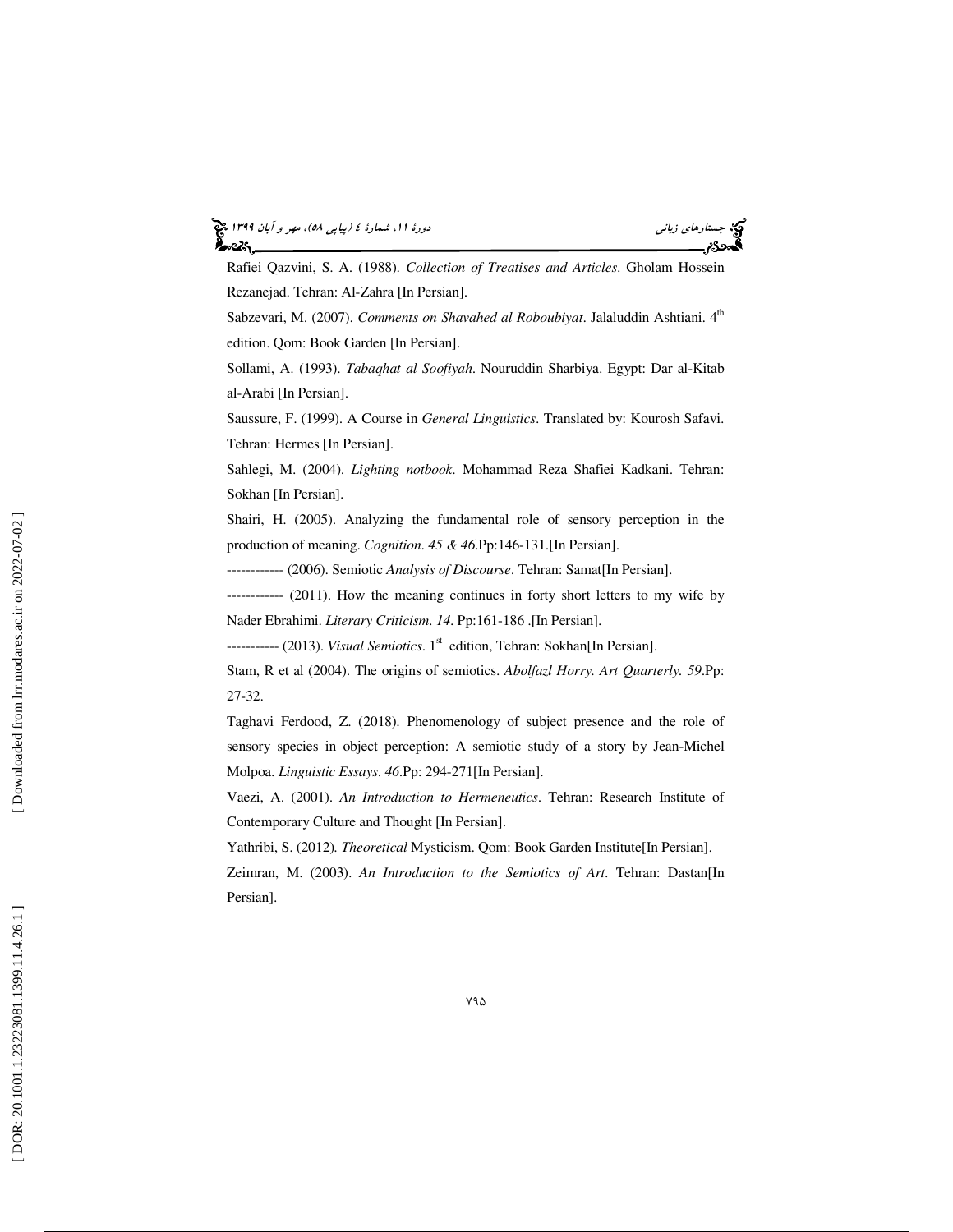Rafiei Qazvini, S. A. (1988). *Collection of Treatises and Articles*. Gholam Hossein Rezanejad. Tehran: Al-Zahra [In Persian].

Sabzevari, M. (2007). *Comments on Shavahed al Roboubiyat*. Jalaluddin Ashtiani. 4th edition. Qom: Book Garden [In Persian].

Sollami, A. (1993). *Tabaqhat al Soofiyah*. Nouruddin Sharbiya. Egypt: Dar al-Kitab al-Arabi [In Persian].

Saussure, F. (1999). A Course in *General Linguistics*. Translated by: Kourosh Safavi. Tehran: Hermes [In Persian].

Sahlegi, M. (2004). *Lighting notbook*. Mohammad Reza Shafiei Kadkani. Tehran: Sokhan [In Persian].

Shairi, H. (2005). Analyzing the fundamental role of sensory perception in the production of meaning. *Cognition*. *45 & 46*.Pp:146-131.[In Persian].

------------ (2006). Semiotic *Analysis of Discourse*. Tehran: Samat[In Persian].

------------ (2011). How the meaning continues in forty short letters to my wife by Nader Ebrahimi. *Literary Criticism*. *14*. Pp:161-186 .[In Persian].

----------- (2013). *Visual Semiotics*. 1st edition, Tehran: Sokhan[In Persian].

Stam, R et al (2004). The origins of semiotics. *Abolfazl Horry*. *Art Quarterly*. *59*.Pp: 27-32.

Taghavi Ferdood, Z. (2018). Phenomenology of subject presence and the role of sensory species in object perception: A semiotic study of a story by Jean-Michel Molpoa. *Linguistic Essays*. *46*.Pp: 294-271[In Persian].

Vaezi, A. (2001). *An Introduction to Hermeneutics*. Tehran: Research Institute of Contemporary Culture and Thought [In Persian].

Yathribi, S. (2012). *Theoretical* Mysticism. Qom: Book Garden Institute[In Persian].

Zeimran, M. (2003). *An Introduction to the Semiotics of Art*. Tehran: Dastan[In Persian].